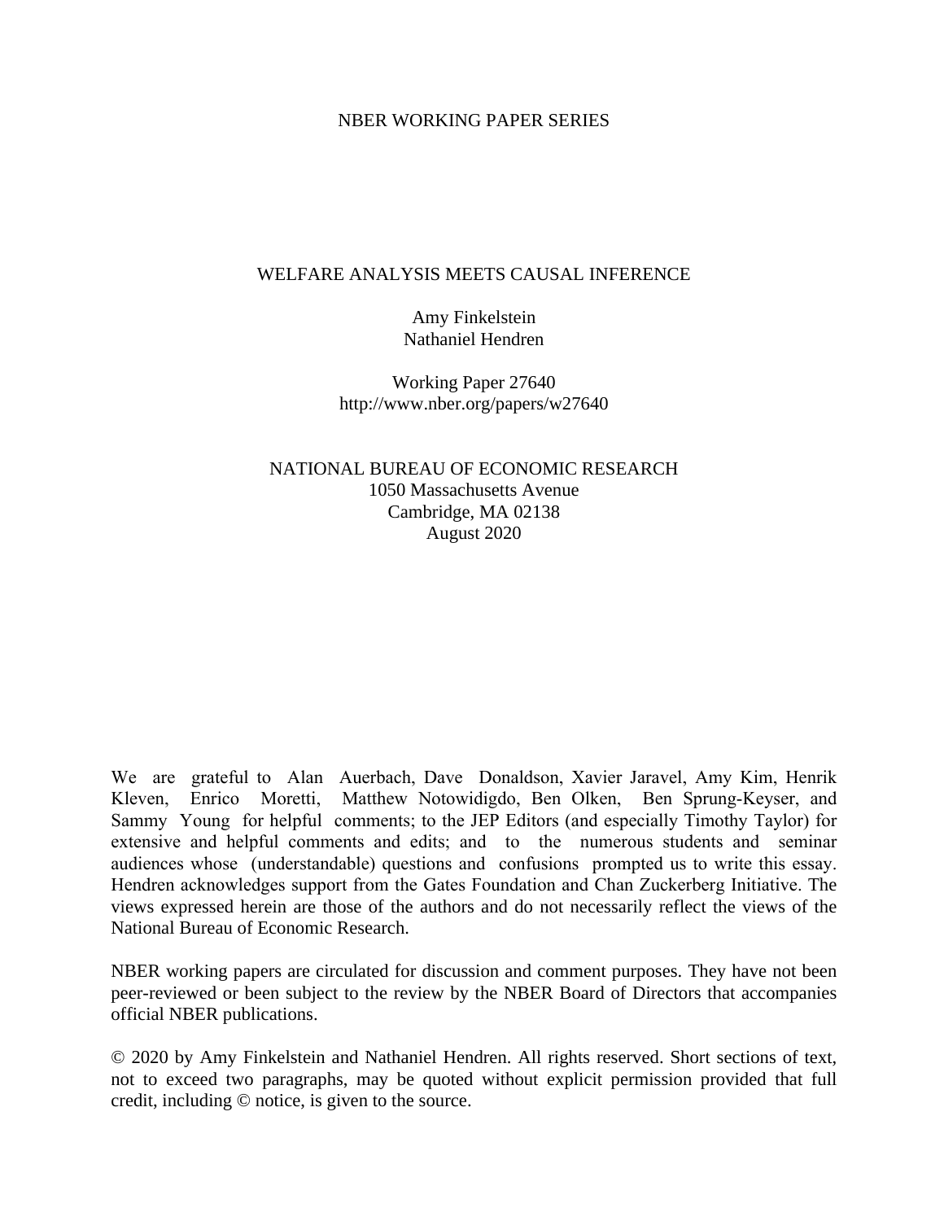NBER WORKING PAPER SERIES

# WELFARE ANALYSIS MEETS CAUSAL INFERENCE

Amy Finkelstein
Nathaniel Hendren

Working Paper 27640
http://www.nber.org/papers/w27640

NATIONAL BUREAU OF ECONOMIC RESEARCH
1050 Massachusetts Avenue
Cambridge, MA 02138
August 2020

We are grateful to Alan Auerbach, Dave Donaldson, Xavier Jaravel, Amy Kim, Henrik Kleven, Enrico Moretti, Matthew Notowidigdo, Ben Olken, Ben Sprung-Keyser, and Sammy Young for helpful comments; to the JEP Editors (and especially Timothy Taylor) for extensive and helpful comments and edits; and to the numerous students and seminar audiences whose (understandable) questions and confusions prompted us to write this essay. Hendren acknowledges support from the Gates Foundation and Chan Zuckerberg Initiative. The views expressed herein are those of the authors and do not necessarily reflect the views of the National Bureau of Economic Research.

NBER working papers are circulated for discussion and comment purposes. They have not been peer-reviewed or been subject to the review by the NBER Board of Directors that accompanies official NBER publications.

© 2020 by Amy Finkelstein and Nathaniel Hendren. All rights reserved. Short sections of text, not to exceed two paragraphs, may be quoted without explicit permission provided that full credit, including © notice, is given to the source.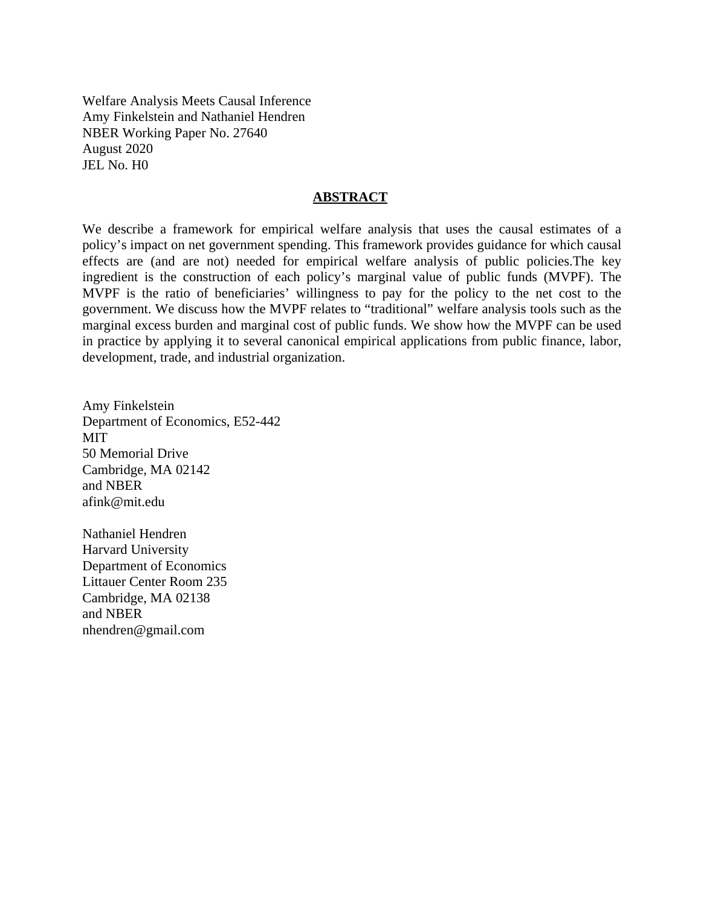Welfare Analysis Meets Causal Inference
Amy Finkelstein and Nathaniel Hendren
NBER Working Paper No. 27640
August 2020
JEL No. H0

## ABSTRACT

We describe a framework for empirical welfare analysis that uses the causal estimates of a policy's impact on net government spending. This framework provides guidance for which causal effects are (and are not) needed for empirical welfare analysis of public policies.The key ingredient is the construction of each policy's marginal value of public funds (MVPF). The MVPF is the ratio of beneficiaries' willingness to pay for the policy to the net cost to the government. We discuss how the MVPF relates to "traditional" welfare analysis tools such as the marginal excess burden and marginal cost of public funds. We show how the MVPF can be used in practice by applying it to several canonical empirical applications from public finance, labor, development, trade, and industrial organization.

Amy Finkelstein
Department of Economics, E52-442
MIT
50 Memorial Drive
Cambridge, MA 02142
and NBER
afink@mit.edu

Nathaniel Hendren
Harvard University
Department of Economics
Littauer Center Room 235
Cambridge, MA 02138
and NBER
nhendren@gmail.com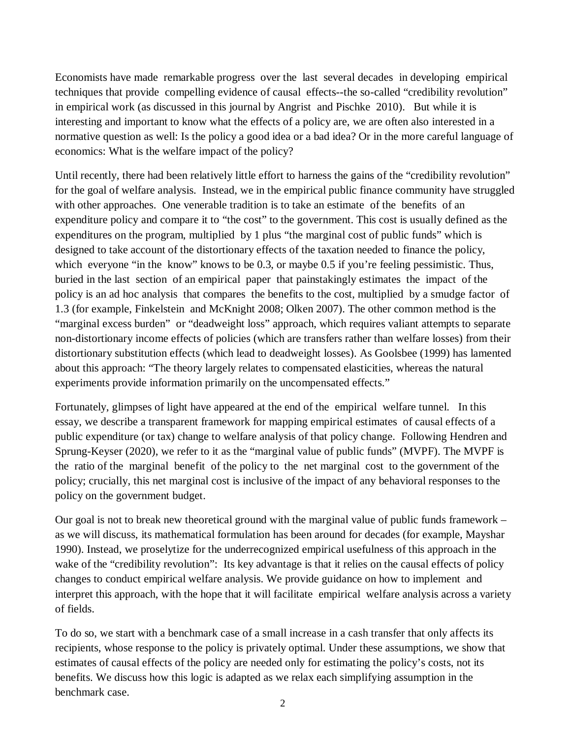Economists have made remarkable progress over the last several decades in developing empirical techniques that provide compelling evidence of causal effects--the so-called "credibility revolution" in empirical work (as discussed in this journal by Angrist and Pischke 2010). But while it is interesting and important to know what the effects of a policy are, we are often also interested in a normative question as well: Is the policy a good idea or a bad idea? Or in the more careful language of economics: What is the welfare impact of the policy?

Until recently, there had been relatively little effort to harness the gains of the "credibility revolution" for the goal of welfare analysis. Instead, we in the empirical public finance community have struggled with other approaches. One venerable tradition is to take an estimate of the benefits of an expenditure policy and compare it to "the cost" to the government. This cost is usually defined as the expenditures on the program, multiplied by 1 plus "the marginal cost of public funds" which is designed to take account of the distortionary effects of the taxation needed to finance the policy, which everyone "in the know" knows to be 0.3, or maybe 0.5 if you're feeling pessimistic. Thus, buried in the last section of an empirical paper that painstakingly estimates the impact of the policy is an ad hoc analysis that compares the benefits to the cost, multiplied by a smudge factor of 1.3 (for example, Finkelstein and McKnight 2008; Olken 2007). The other common method is the "marginal excess burden" or "deadweight loss" approach, which requires valiant attempts to separate non-distortionary income effects of policies (which are transfers rather than welfare losses) from their distortionary substitution effects (which lead to deadweight losses). As Goolsbee (1999) has lamented about this approach: "The theory largely relates to compensated elasticities, whereas the natural experiments provide information primarily on the uncompensated effects."

Fortunately, glimpses of light have appeared at the end of the empirical welfare tunnel. In this essay, we describe a transparent framework for mapping empirical estimates of causal effects of a public expenditure (or tax) change to welfare analysis of that policy change. Following Hendren and Sprung-Keyser (2020), we refer to it as the "marginal value of public funds" (MVPF). The MVPF is the ratio of the marginal benefit of the policy to the net marginal cost to the government of the policy; crucially, this net marginal cost is inclusive of the impact of any behavioral responses to the policy on the government budget.

Our goal is not to break new theoretical ground with the marginal value of public funds framework – as we will discuss, its mathematical formulation has been around for decades (for example, Mayshar 1990). Instead, we proselytize for the underrecognized empirical usefulness of this approach in the wake of the "credibility revolution": Its key advantage is that it relies on the causal effects of policy changes to conduct empirical welfare analysis. We provide guidance on how to implement and interpret this approach, with the hope that it will facilitate empirical welfare analysis across a variety of fields.

To do so, we start with a benchmark case of a small increase in a cash transfer that only affects its recipients, whose response to the policy is privately optimal. Under these assumptions, we show that estimates of causal effects of the policy are needed only for estimating the policy's costs, not its benefits. We discuss how this logic is adapted as we relax each simplifying assumption in the benchmark case.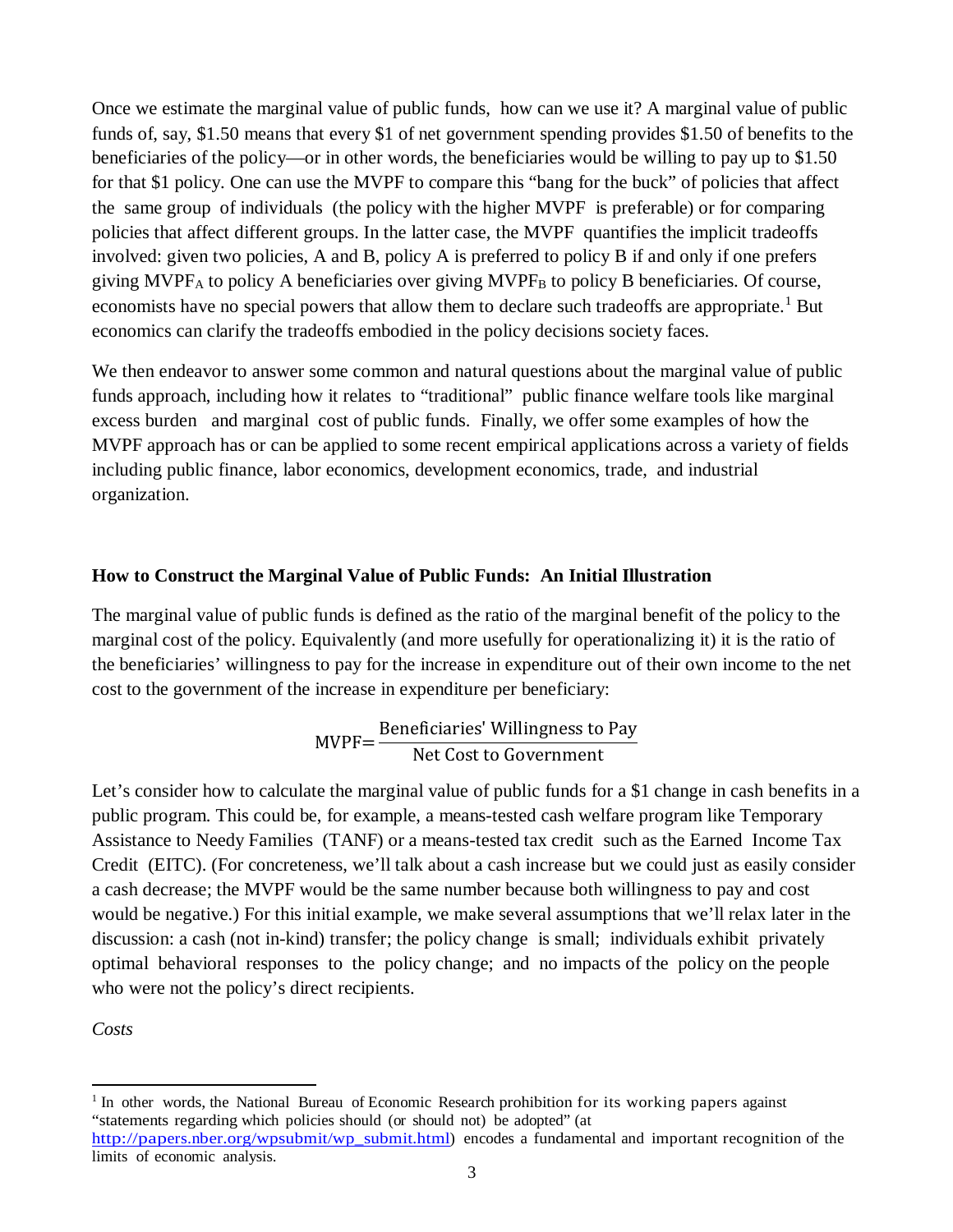Once we estimate the marginal value of public funds, how can we use it? A marginal value of public funds of, say, \$1.50 means that every \$1 of net government spending provides \$1.50 of benefits to the beneficiaries of the policy—or in other words, the beneficiaries would be willing to pay up to \$1.50 for that \$1 policy. One can use the MVPF to compare this "bang for the buck" of policies that affect the same group of individuals (the policy with the higher MVPF is preferable) or for comparing policies that affect different groups. In the latter case, the MVPF quantifies the implicit tradeoffs involved: given two policies, A and B, policy A is preferred to policy B if and only if one prefers giving $MVPF_A$ to policy A beneficiaries over giving $MVPF_B$ to policy B beneficiaries. Of course, economists have no special powers that allow them to declare such tradeoffs are appropriate.[1] But economics can clarify the tradeoffs embodied in the policy decisions society faces.

We then endeavor to answer some common and natural questions about the marginal value of public funds approach, including how it relates to "traditional" public finance welfare tools like marginal excess burden and marginal cost of public funds. Finally, we offer some examples of how the MVPF approach has or can be applied to some recent empirical applications across a variety of fields including public finance, labor economics, development economics, trade, and industrial organization.

### How to Construct the Marginal Value of Public Funds: An Initial Illustration

The marginal value of public funds is defined as the ratio of the marginal benefit of the policy to the marginal cost of the policy. Equivalently (and more usefully for operationalizing it) it is the ratio of the beneficiaries' willingness to pay for the increase in expenditure out of their own income to the net cost to the government of the increase in expenditure per beneficiary:

$$\text{MVPF} = \frac{\text{Beneficiaries' Willingness to Pay}}{\text{Net Cost to Government}}$$

Let's consider how to calculate the marginal value of public funds for a \$1 change in cash benefits in a public program. This could be, for example, a means-tested cash welfare program like Temporary Assistance to Needy Families (TANF) or a means-tested tax credit such as the Earned Income Tax Credit (EITC). (For concreteness, we'll talk about a cash increase but we could just as easily consider a cash decrease; the MVPF would be the same number because both willingness to pay and cost would be negative.) For this initial example, we make several assumptions that we'll relax later in the discussion: a cash (not in-kind) transfer; the policy change is small; individuals exhibit privately optimal behavioral responses to the policy change; and no impacts of the policy on the people who were not the policy's direct recipients.

*Costs*

[1] In other words, the National Bureau of Economic Research prohibition for its working papers against "statements regarding which policies should (or should not) be adopted" (at http://papers.nber.org/wpsubmit/wp_submit.html) encodes a fundamental and important recognition of the limits of economic analysis.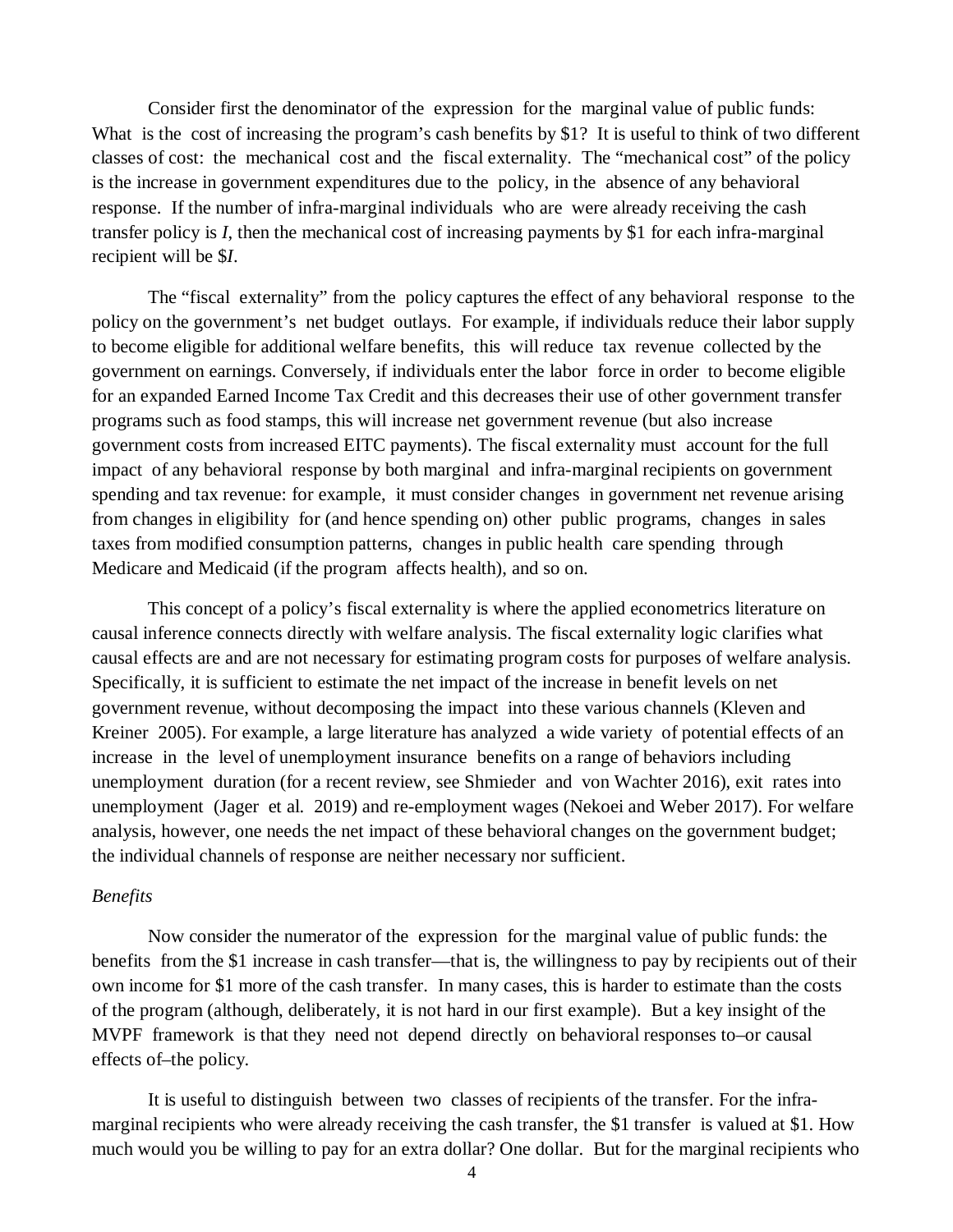Consider first the denominator of the expression for the marginal value of public funds: What is the cost of increasing the program's cash benefits by $1? It is useful to think of two different classes of cost: the mechanical cost and the fiscal externality. The "mechanical cost" of the policy is the increase in government expenditures due to the policy, in the absence of any behavioral response. If the number of infra-marginal individuals who are were already receiving the cash transfer policy is *I*, then the mechanical cost of increasing payments by $1 for each infra-marginal recipient will be $*I*.

The "fiscal externality" from the policy captures the effect of any behavioral response to the policy on the government's net budget outlays. For example, if individuals reduce their labor supply to become eligible for additional welfare benefits, this will reduce tax revenue collected by the government on earnings. Conversely, if individuals enter the labor force in order to become eligible for an expanded Earned Income Tax Credit and this decreases their use of other government transfer programs such as food stamps, this will increase net government revenue (but also increase government costs from increased EITC payments). The fiscal externality must account for the full impact of any behavioral response by both marginal and infra-marginal recipients on government spending and tax revenue: for example, it must consider changes in government net revenue arising from changes in eligibility for (and hence spending on) other public programs, changes in sales taxes from modified consumption patterns, changes in public health care spending through Medicare and Medicaid (if the program affects health), and so on.

This concept of a policy's fiscal externality is where the applied econometrics literature on causal inference connects directly with welfare analysis. The fiscal externality logic clarifies what causal effects are and are not necessary for estimating program costs for purposes of welfare analysis. Specifically, it is sufficient to estimate the net impact of the increase in benefit levels on net government revenue, without decomposing the impact into these various channels (Kleven and Kreiner 2005). For example, a large literature has analyzed a wide variety of potential effects of an increase in the level of unemployment insurance benefits on a range of behaviors including unemployment duration (for a recent review, see Shmieder and von Wachter 2016), exit rates into unemployment (Jager et al. 2019) and re-employment wages (Nekoei and Weber 2017). For welfare analysis, however, one needs the net impact of these behavioral changes on the government budget; the individual channels of response are neither necessary nor sufficient.

*Benefits*

Now consider the numerator of the expression for the marginal value of public funds: the benefits from the $1 increase in cash transfer—that is, the willingness to pay by recipients out of their own income for $1 more of the cash transfer. In many cases, this is harder to estimate than the costs of the program (although, deliberately, it is not hard in our first example). But a key insight of the MVPF framework is that they need not depend directly on behavioral responses to–or causal effects of–the policy.

It is useful to distinguish between two classes of recipients of the transfer. For the infra-marginal recipients who were already receiving the cash transfer, the $1 transfer is valued at $1. How much would you be willing to pay for an extra dollar? One dollar. But for the marginal recipients who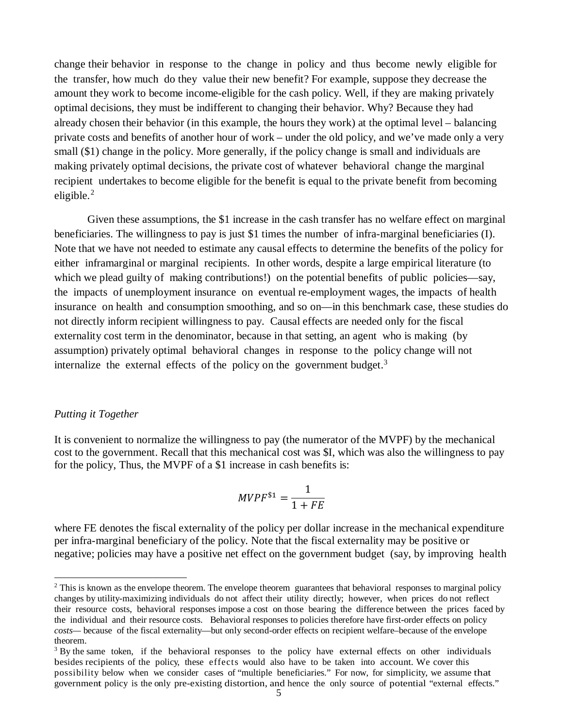change their behavior in response to the change in policy and thus become newly eligible for the transfer, how much do they value their new benefit? For example, suppose they decrease the amount they work to become income-eligible for the cash policy. Well, if they are making privately optimal decisions, they must be indifferent to changing their behavior. Why? Because they had already chosen their behavior (in this example, the hours they work) at the optimal level – balancing private costs and benefits of another hour of work – under the old policy, and we've made only a very small ($1) change in the policy. More generally, if the policy change is small and individuals are making privately optimal decisions, the private cost of whatever behavioral change the marginal recipient undertakes to become eligible for the benefit is equal to the private benefit from becoming eligible.[2]

Given these assumptions, the $1 increase in the cash transfer has no welfare effect on marginal beneficiaries. The willingness to pay is just $1 times the number of infra-marginal beneficiaries (I). Note that we have not needed to estimate any causal effects to determine the benefits of the policy for either inframarginal or marginal recipients. In other words, despite a large empirical literature (to which we plead guilty of making contributions!) on the potential benefits of public policies—say, the impacts of unemployment insurance on eventual re-employment wages, the impacts of health insurance on health and consumption smoothing, and so on—in this benchmark case, these studies do not directly inform recipient willingness to pay. Causal effects are needed only for the fiscal externality cost term in the denominator, because in that setting, an agent who is making (by assumption) privately optimal behavioral changes in response to the policy change will not internalize the external effects of the policy on the government budget.[3]

*Putting it Together*

It is convenient to normalize the willingness to pay (the numerator of the MVPF) by the mechanical cost to the government. Recall that this mechanical cost was $I, which was also the willingness to pay for the policy, Thus, the MVPF of a $1 increase in cash benefits is:

$$MVPF^{\$1} = \frac{1}{1 + FE}$$

where FE denotes the fiscal externality of the policy per dollar increase in the mechanical expenditure per infra-marginal beneficiary of the policy. Note that the fiscal externality may be positive or negative; policies may have a positive net effect on the government budget (say, by improving health

[2] This is known as the envelope theorem. The envelope theorem guarantees that behavioral responses to marginal policy changes by utility-maximizing individuals do not affect their utility directly; however, when prices do not reflect their resource costs, behavioral responses impose a cost on those bearing the difference between the prices faced by the individual and their resource costs. Behavioral responses to policies therefore have first-order effects on policy *costs*— because of the fiscal externality—but only second-order effects on recipient welfare–because of the envelope theorem.

[3] By the same token, if the behavioral responses to the policy have external effects on other individuals besides recipients of the policy, these effects would also have to be taken into account. We cover this possibility below when we consider cases of "multiple beneficiaries." For now, for simplicity, we assume that government policy is the only pre-existing distortion, and hence the only source of potential "external effects."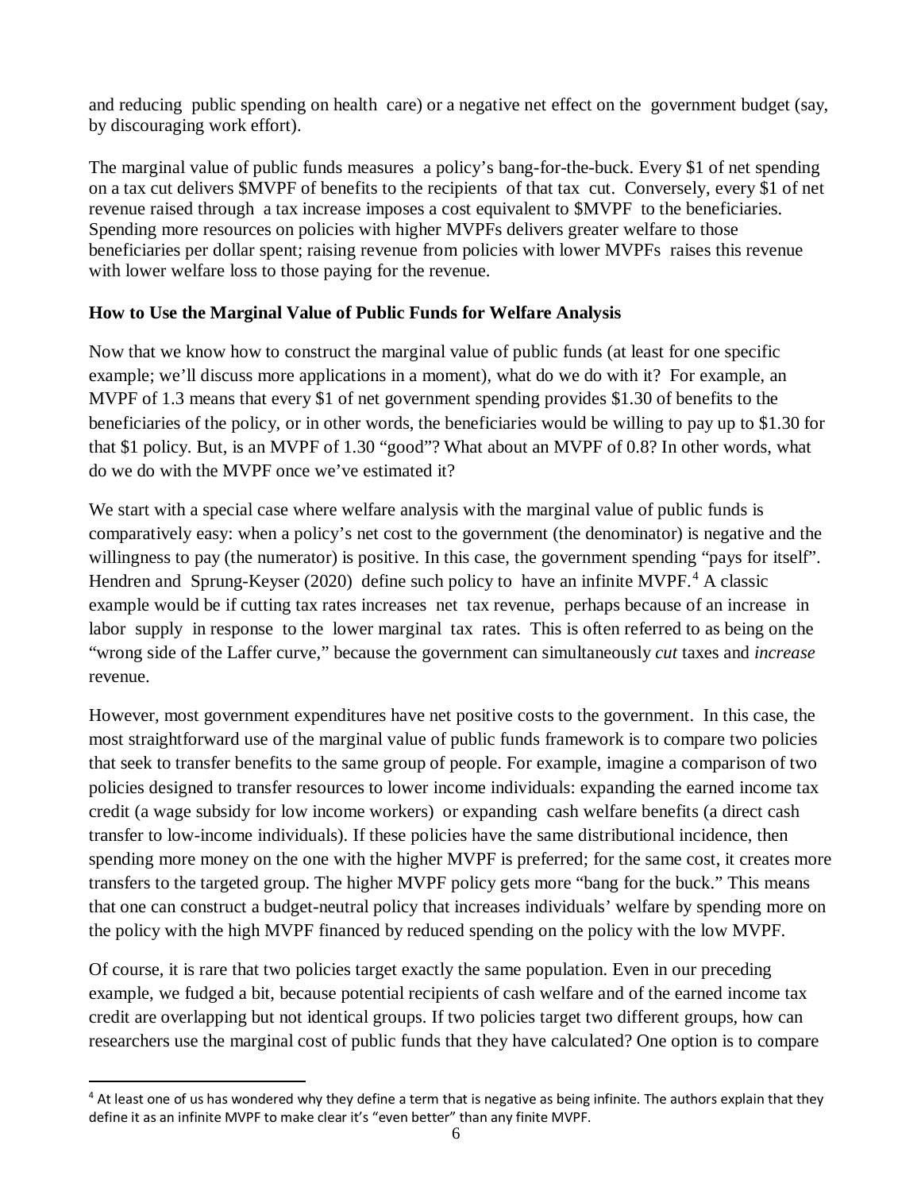and reducing public spending on health care) or a negative net effect on the government budget (say, by discouraging work effort).

The marginal value of public funds measures a policy's bang-for-the-buck. Every $1 of net spending on a tax cut delivers $MVPF of benefits to the recipients of that tax cut. Conversely, every $1 of net revenue raised through a tax increase imposes a cost equivalent to $MVPF to the beneficiaries. Spending more resources on policies with higher MVPFs delivers greater welfare to those beneficiaries per dollar spent; raising revenue from policies with lower MVPFs raises this revenue with lower welfare loss to those paying for the revenue.

**How to Use the Marginal Value of Public Funds for Welfare Analysis**

Now that we know how to construct the marginal value of public funds (at least for one specific example; we'll discuss more applications in a moment), what do we do with it? For example, an MVPF of 1.3 means that every $1 of net government spending provides $1.30 of benefits to the beneficiaries of the policy, or in other words, the beneficiaries would be willing to pay up to $1.30 for that $1 policy. But, is an MVPF of 1.30 "good"? What about an MVPF of 0.8? In other words, what do we do with the MVPF once we've estimated it?

We start with a special case where welfare analysis with the marginal value of public funds is comparatively easy: when a policy's net cost to the government (the denominator) is negative and the willingness to pay (the numerator) is positive. In this case, the government spending "pays for itself". Hendren and Sprung-Keyser (2020) define such policy to have an infinite MVPF.[4] A classic example would be if cutting tax rates increases net tax revenue, perhaps because of an increase in labor supply in response to the lower marginal tax rates. This is often referred to as being on the "wrong side of the Laffer curve," because the government can simultaneously *cut* taxes and *increase* revenue.

However, most government expenditures have net positive costs to the government. In this case, the most straightforward use of the marginal value of public funds framework is to compare two policies that seek to transfer benefits to the same group of people. For example, imagine a comparison of two policies designed to transfer resources to lower income individuals: expanding the earned income tax credit (a wage subsidy for low income workers) or expanding cash welfare benefits (a direct cash transfer to low-income individuals). If these policies have the same distributional incidence, then spending more money on the one with the higher MVPF is preferred; for the same cost, it creates more transfers to the targeted group. The higher MVPF policy gets more "bang for the buck." This means that one can construct a budget-neutral policy that increases individuals' welfare by spending more on the policy with the high MVPF financed by reduced spending on the policy with the low MVPF.

Of course, it is rare that two policies target exactly the same population. Even in our preceding example, we fudged a bit, because potential recipients of cash welfare and of the earned income tax credit are overlapping but not identical groups. If two policies target two different groups, how can researchers use the marginal cost of public funds that they have calculated? One option is to compare

[4] At least one of us has wondered why they define a term that is negative as being infinite. The authors explain that they define it as an infinite MVPF to make clear it's "even better" than any finite MVPF.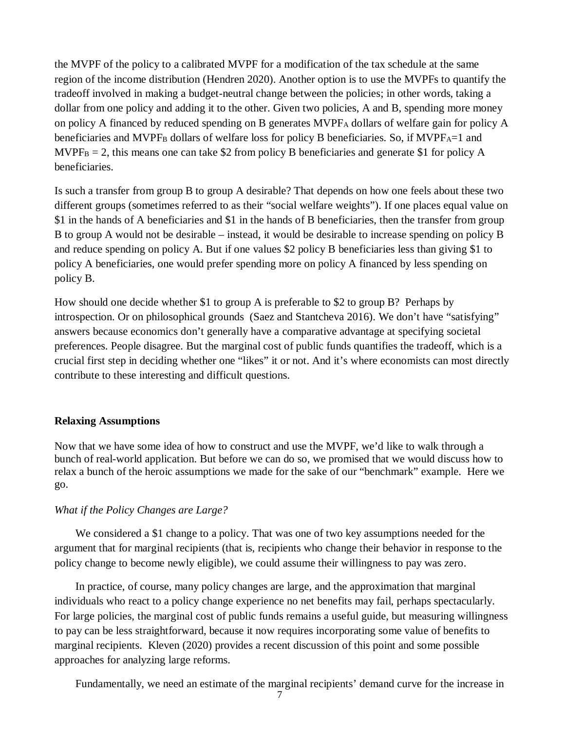the MVPF of the policy to a calibrated MVPF for a modification of the tax schedule at the same region of the income distribution (Hendren 2020). Another option is to use the MVPFs to quantify the tradeoff involved in making a budget-neutral change between the policies; in other words, taking a dollar from one policy and adding it to the other. Given two policies, A and B, spending more money on policy A financed by reduced spending on B generates $MVPF_A$ dollars of welfare gain for policy A beneficiaries and $MVPF_B$ dollars of welfare loss for policy B beneficiaries. So, if $MVPF_A=1$ and $MVPF_B = 2$, this means one can take \$2 from policy B beneficiaries and generate \$1 for policy A beneficiaries.

Is such a transfer from group B to group A desirable? That depends on how one feels about these two different groups (sometimes referred to as their "social welfare weights"). If one places equal value on \$1 in the hands of A beneficiaries and \$1 in the hands of B beneficiaries, then the transfer from group B to group A would not be desirable – instead, it would be desirable to increase spending on policy B and reduce spending on policy A. But if one values \$2 policy B beneficiaries less than giving \$1 to policy A beneficiaries, one would prefer spending more on policy A financed by less spending on policy B.

How should one decide whether \$1 to group A is preferable to \$2 to group B? Perhaps by introspection. Or on philosophical grounds (Saez and Stantcheva 2016). We don't have "satisfying" answers because economics don't generally have a comparative advantage at specifying societal preferences. People disagree. But the marginal cost of public funds quantifies the tradeoff, which is a crucial first step in deciding whether one "likes" it or not. And it's where economists can most directly contribute to these interesting and difficult questions.

**Relaxing Assumptions**

Now that we have some idea of how to construct and use the MVPF, we'd like to walk through a bunch of real-world application. But before we can do so, we promised that we would discuss how to relax a bunch of the heroic assumptions we made for the sake of our "benchmark" example. Here we go.

*What if the Policy Changes are Large?*

We considered a \$1 change to a policy. That was one of two key assumptions needed for the argument that for marginal recipients (that is, recipients who change their behavior in response to the policy change to become newly eligible), we could assume their willingness to pay was zero.

In practice, of course, many policy changes are large, and the approximation that marginal individuals who react to a policy change experience no net benefits may fail, perhaps spectacularly. For large policies, the marginal cost of public funds remains a useful guide, but measuring willingness to pay can be less straightforward, because it now requires incorporating some value of benefits to marginal recipients. Kleven (2020) provides a recent discussion of this point and some possible approaches for analyzing large reforms.

Fundamentally, we need an estimate of the marginal recipients' demand curve for the increase in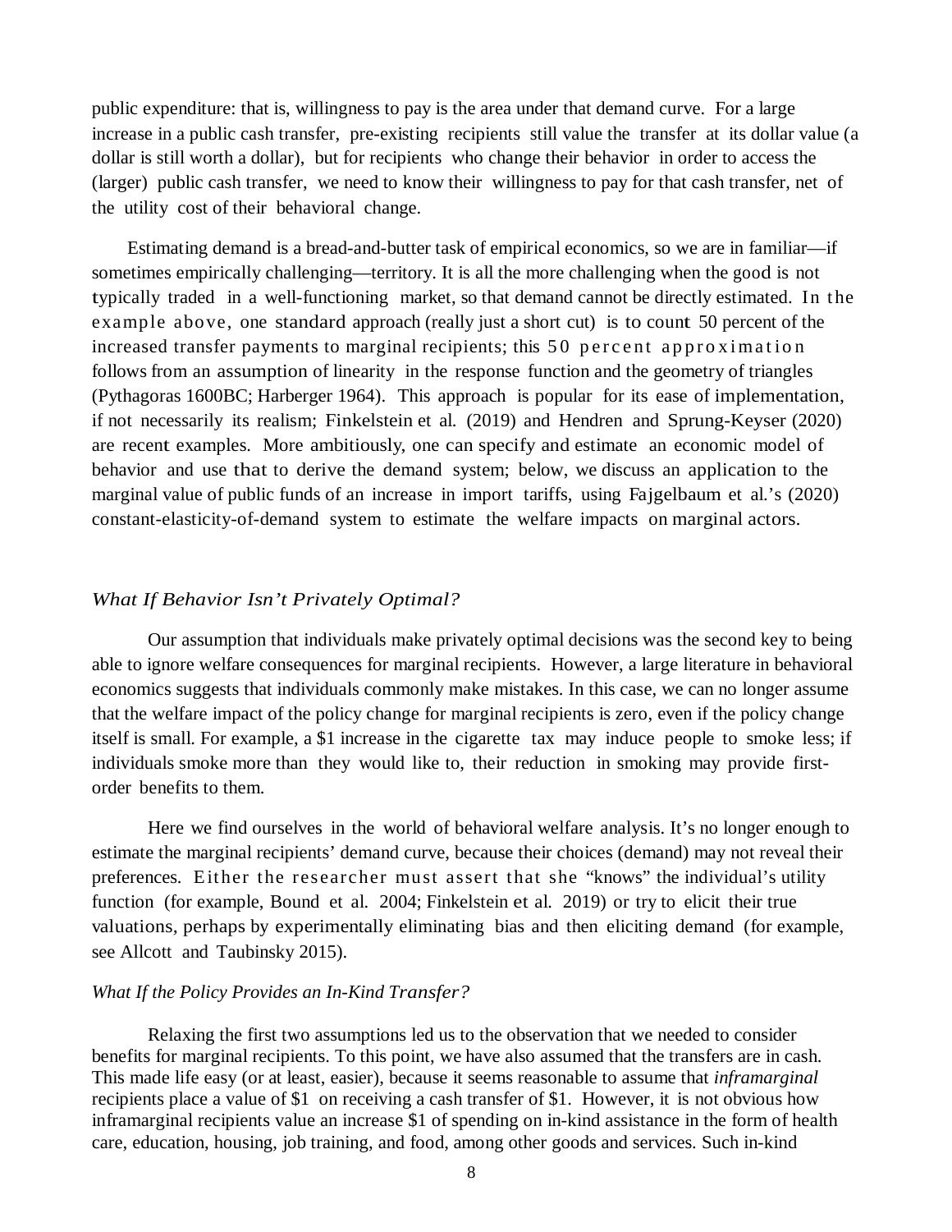public expenditure: that is, willingness to pay is the area under that demand curve. For a large increase in a public cash transfer, pre-existing recipients still value the transfer at its dollar value (a dollar is still worth a dollar), but for recipients who change their behavior in order to access the (larger) public cash transfer, we need to know their willingness to pay for that cash transfer, net of the utility cost of their behavioral change.

Estimating demand is a bread-and-butter task of empirical economics, so we are in familiar—if sometimes empirically challenging—territory. It is all the more challenging when the good is not typically traded in a well-functioning market, so that demand cannot be directly estimated. In the example above, one standard approach (really just a short cut) is to count 50 percent of the increased transfer payments to marginal recipients; this 50 percent approximation follows from an assumption of linearity in the response function and the geometry of triangles (Pythagoras 1600BC; Harberger 1964). This approach is popular for its ease of implementation, if not necessarily its realism; Finkelstein et al. (2019) and Hendren and Sprung-Keyser (2020) are recent examples. More ambitiously, one can specify and estimate an economic model of behavior and use that to derive the demand system; below, we discuss an application to the marginal value of public funds of an increase in import tariffs, using Fajgelbaum et al.'s (2020) constant-elasticity-of-demand system to estimate the welfare impacts on marginal actors.

### *What If Behavior Isn't Privately Optimal?*

Our assumption that individuals make privately optimal decisions was the second key to being able to ignore welfare consequences for marginal recipients. However, a large literature in behavioral economics suggests that individuals commonly make mistakes. In this case, we can no longer assume that the welfare impact of the policy change for marginal recipients is zero, even if the policy change itself is small. For example, a $1 increase in the cigarette tax may induce people to smoke less; if individuals smoke more than they would like to, their reduction in smoking may provide first-order benefits to them.

Here we find ourselves in the world of behavioral welfare analysis. It's no longer enough to estimate the marginal recipients' demand curve, because their choices (demand) may not reveal their preferences. Either the researcher must assert that she "knows" the individual's utility function (for example, Bound et al. 2004; Finkelstein et al. 2019) or try to elicit their true valuations, perhaps by experimentally eliminating bias and then eliciting demand (for example, see Allcott and Taubinsky 2015).

### *What If the Policy Provides an In-Kind Transfer?*

Relaxing the first two assumptions led us to the observation that we needed to consider benefits for marginal recipients. To this point, we have also assumed that the transfers are in cash. This made life easy (or at least, easier), because it seems reasonable to assume that *inframarginal* recipients place a value of $1 on receiving a cash transfer of $1. However, it is not obvious how inframarginal recipients value an increase $1 of spending on in-kind assistance in the form of health care, education, housing, job training, and food, among other goods and services. Such in-kind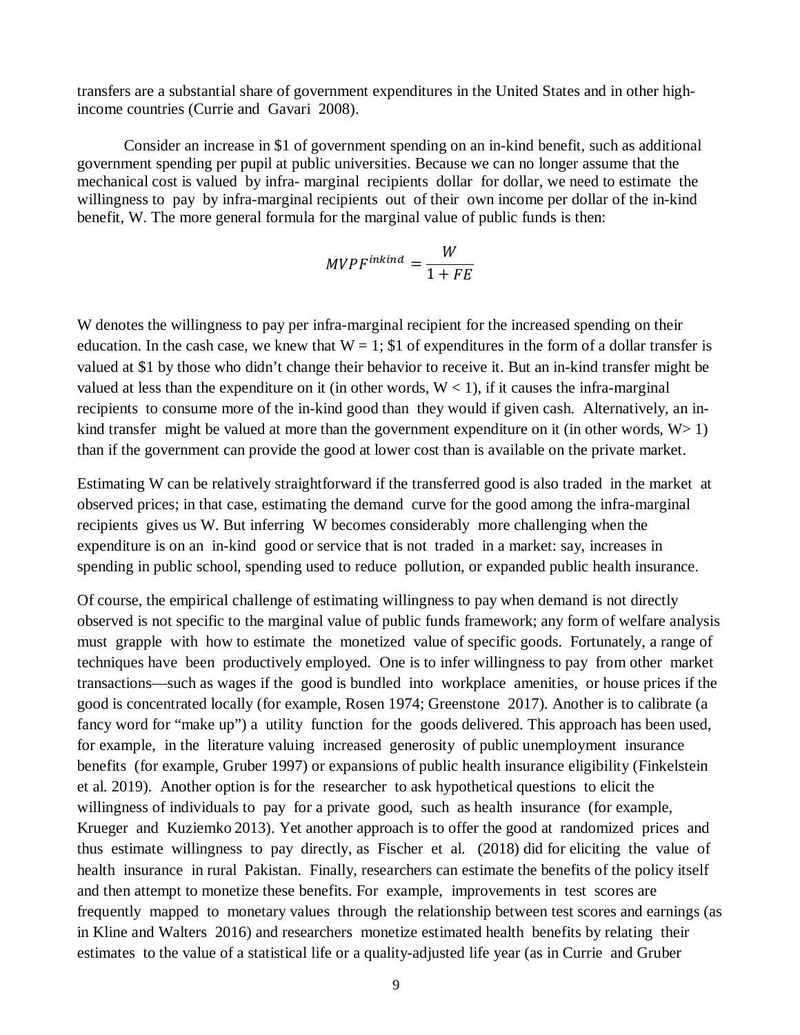transfers are a substantial share of government expenditures in the United States and in other high-income countries (Currie and Gavari 2008).

Consider an increase in $1 of government spending on an in-kind benefit, such as additional government spending per pupil at public universities. Because we can no longer assume that the mechanical cost is valued by infra- marginal recipients dollar for dollar, we need to estimate the willingness to pay by infra-marginal recipients out of their own income per dollar of the in-kind benefit, W. The more general formula for the marginal value of public funds is then:

$$MVPF^{inkind} = \frac{W}{1 + FE}$$

W denotes the willingness to pay per infra-marginal recipient for the increased spending on their education. In the cash case, we knew that $W = 1$; $1 of expenditures in the form of a dollar transfer is valued at $1 by those who didn't change their behavior to receive it. But an in-kind transfer might be valued at less than the expenditure on it (in other words, $W < 1$), if it causes the infra-marginal recipients to consume more of the in-kind good than they would if given cash. Alternatively, an in-kind transfer might be valued at more than the government expenditure on it (in other words, $W > 1$) than if the government can provide the good at lower cost than is available on the private market.

Estimating W can be relatively straightforward if the transferred good is also traded in the market at observed prices; in that case, estimating the demand curve for the good among the infra-marginal recipients gives us W. But inferring W becomes considerably more challenging when the expenditure is on an in-kind good or service that is not traded in a market: say, increases in spending in public school, spending used to reduce pollution, or expanded public health insurance.

Of course, the empirical challenge of estimating willingness to pay when demand is not directly observed is not specific to the marginal value of public funds framework; any form of welfare analysis must grapple with how to estimate the monetized value of specific goods. Fortunately, a range of techniques have been productively employed. One is to infer willingness to pay from other market transactions—such as wages if the good is bundled into workplace amenities, or house prices if the good is concentrated locally (for example, Rosen 1974; Greenstone 2017). Another is to calibrate (a fancy word for "make up") a utility function for the goods delivered. This approach has been used, for example, in the literature valuing increased generosity of public unemployment insurance benefits (for example, Gruber 1997) or expansions of public health insurance eligibility (Finkelstein et al. 2019). Another option is for the researcher to ask hypothetical questions to elicit the willingness of individuals to pay for a private good, such as health insurance (for example, Krueger and Kuziemko 2013). Yet another approach is to offer the good at randomized prices and thus estimate willingness to pay directly, as Fischer et al. (2018) did for eliciting the value of health insurance in rural Pakistan. Finally, researchers can estimate the benefits of the policy itself and then attempt to monetize these benefits. For example, improvements in test scores are frequently mapped to monetary values through the relationship between test scores and earnings (as in Kline and Walters 2016) and researchers monetize estimated health benefits by relating their estimates to the value of a statistical life or a quality-adjusted life year (as in Currie and Gruber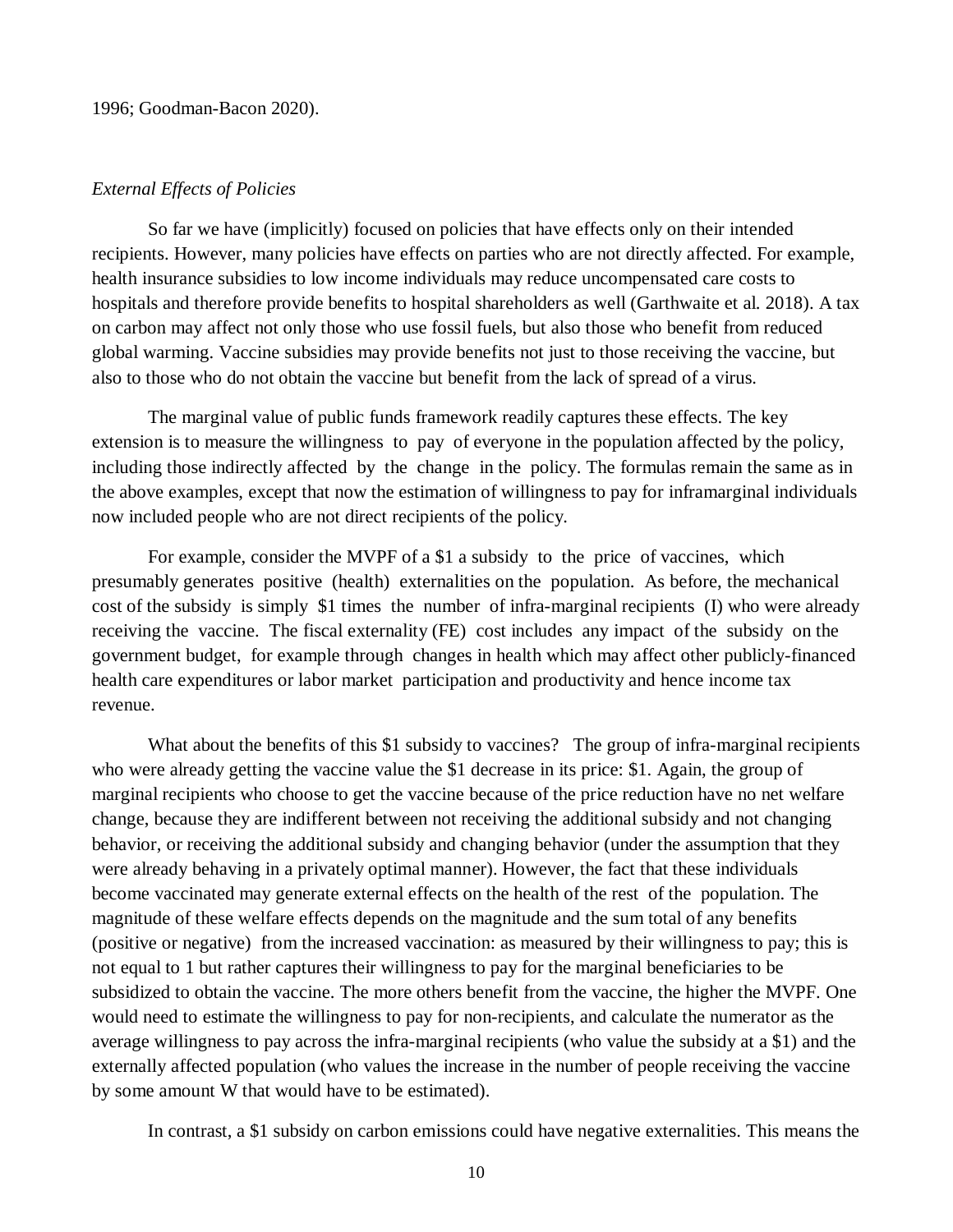1996; Goodman-Bacon 2020).

*External Effects of Policies*

So far we have (implicitly) focused on policies that have effects only on their intended recipients. However, many policies have effects on parties who are not directly affected. For example, health insurance subsidies to low income individuals may reduce uncompensated care costs to hospitals and therefore provide benefits to hospital shareholders as well (Garthwaite et al. 2018). A tax on carbon may affect not only those who use fossil fuels, but also those who benefit from reduced global warming. Vaccine subsidies may provide benefits not just to those receiving the vaccine, but also to those who do not obtain the vaccine but benefit from the lack of spread of a virus.

The marginal value of public funds framework readily captures these effects. The key extension is to measure the willingness to pay of everyone in the population affected by the policy, including those indirectly affected by the change in the policy. The formulas remain the same as in the above examples, except that now the estimation of willingness to pay for inframarginal individuals now included people who are not direct recipients of the policy.

For example, consider the MVPF of a $1 a subsidy to the price of vaccines, which presumably generates positive (health) externalities on the population. As before, the mechanical cost of the subsidy is simply $1 times the number of infra-marginal recipients (I) who were already receiving the vaccine. The fiscal externality (FE) cost includes any impact of the subsidy on the government budget, for example through changes in health which may affect other publicly-financed health care expenditures or labor market participation and productivity and hence income tax revenue.

What about the benefits of this $1 subsidy to vaccines? The group of infra-marginal recipients who were already getting the vaccine value the $1 decrease in its price: $1. Again, the group of marginal recipients who choose to get the vaccine because of the price reduction have no net welfare change, because they are indifferent between not receiving the additional subsidy and not changing behavior, or receiving the additional subsidy and changing behavior (under the assumption that they were already behaving in a privately optimal manner). However, the fact that these individuals become vaccinated may generate external effects on the health of the rest of the population. The magnitude of these welfare effects depends on the magnitude and the sum total of any benefits (positive or negative) from the increased vaccination: as measured by their willingness to pay; this is not equal to 1 but rather captures their willingness to pay for the marginal beneficiaries to be subsidized to obtain the vaccine. The more others benefit from the vaccine, the higher the MVPF. One would need to estimate the willingness to pay for non-recipients, and calculate the numerator as the average willingness to pay across the infra-marginal recipients (who value the subsidy at a $1) and the externally affected population (who values the increase in the number of people receiving the vaccine by some amount W that would have to be estimated).

In contrast, a $1 subsidy on carbon emissions could have negative externalities. This means the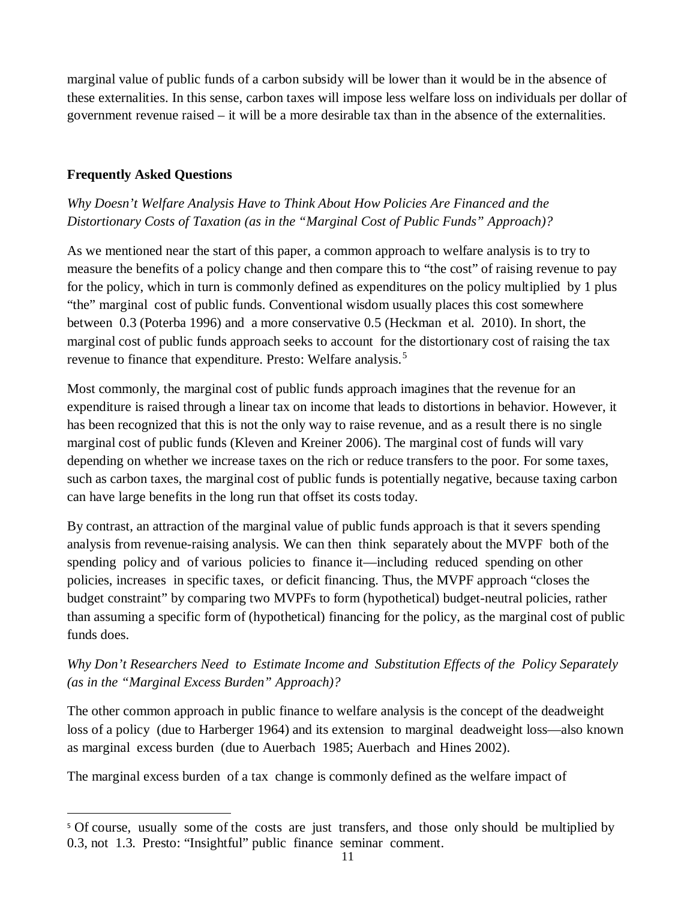marginal value of public funds of a carbon subsidy will be lower than it would be in the absence of these externalities. In this sense, carbon taxes will impose less welfare loss on individuals per dollar of government revenue raised – it will be a more desirable tax than in the absence of the externalities.

### Frequently Asked Questions

*Why Doesn't Welfare Analysis Have to Think About How Policies Are Financed and the Distortionary Costs of Taxation (as in the "Marginal Cost of Public Funds" Approach)?*

As we mentioned near the start of this paper, a common approach to welfare analysis is to try to measure the benefits of a policy change and then compare this to "the cost" of raising revenue to pay for the policy, which in turn is commonly defined as expenditures on the policy multiplied by 1 plus "the" marginal cost of public funds. Conventional wisdom usually places this cost somewhere between 0.3 (Poterba 1996) and a more conservative 0.5 (Heckman et al. 2010). In short, the marginal cost of public funds approach seeks to account for the distortionary cost of raising the tax revenue to finance that expenditure. Presto: Welfare analysis.[5]

Most commonly, the marginal cost of public funds approach imagines that the revenue for an expenditure is raised through a linear tax on income that leads to distortions in behavior. However, it has been recognized that this is not the only way to raise revenue, and as a result there is no single marginal cost of public funds (Kleven and Kreiner 2006). The marginal cost of funds will vary depending on whether we increase taxes on the rich or reduce transfers to the poor. For some taxes, such as carbon taxes, the marginal cost of public funds is potentially negative, because taxing carbon can have large benefits in the long run that offset its costs today.

By contrast, an attraction of the marginal value of public funds approach is that it severs spending analysis from revenue-raising analysis. We can then think separately about the MVPF both of the spending policy and of various policies to finance it—including reduced spending on other policies, increases in specific taxes, or deficit financing. Thus, the MVPF approach "closes the budget constraint" by comparing two MVPFs to form (hypothetical) budget-neutral policies, rather than assuming a specific form of (hypothetical) financing for the policy, as the marginal cost of public funds does.

*Why Don't Researchers Need to Estimate Income and Substitution Effects of the Policy Separately (as in the "Marginal Excess Burden" Approach)?*

The other common approach in public finance to welfare analysis is the concept of the deadweight loss of a policy (due to Harberger 1964) and its extension to marginal deadweight loss—also known as marginal excess burden (due to Auerbach 1985; Auerbach and Hines 2002).

The marginal excess burden of a tax change is commonly defined as the welfare impact of

[5] Of course, usually some of the costs are just transfers, and those only should be multiplied by 0.3, not 1.3. Presto: "Insightful" public finance seminar comment.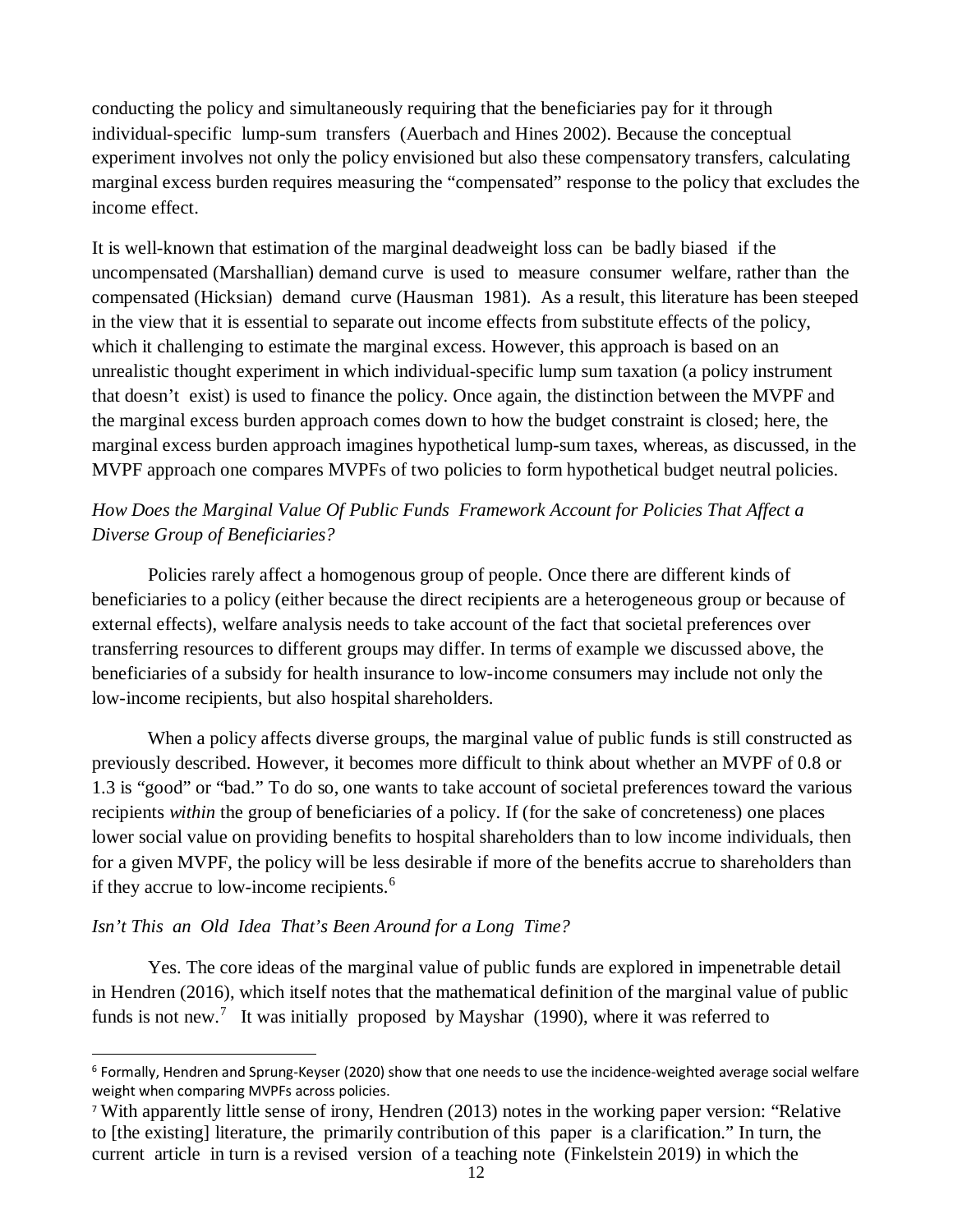conducting the policy and simultaneously requiring that the beneficiaries pay for it through individual-specific lump-sum transfers (Auerbach and Hines 2002). Because the conceptual experiment involves not only the policy envisioned but also these compensatory transfers, calculating marginal excess burden requires measuring the "compensated" response to the policy that excludes the income effect.

It is well-known that estimation of the marginal deadweight loss can be badly biased if the uncompensated (Marshallian) demand curve is used to measure consumer welfare, rather than the compensated (Hicksian) demand curve (Hausman 1981). As a result, this literature has been steeped in the view that it is essential to separate out income effects from substitute effects of the policy, which it challenging to estimate the marginal excess. However, this approach is based on an unrealistic thought experiment in which individual-specific lump sum taxation (a policy instrument that doesn't exist) is used to finance the policy. Once again, the distinction between the MVPF and the marginal excess burden approach comes down to how the budget constraint is closed; here, the marginal excess burden approach imagines hypothetical lump-sum taxes, whereas, as discussed, in the MVPF approach one compares MVPFs of two policies to form hypothetical budget neutral policies.

*How Does the Marginal Value Of Public Funds Framework Account for Policies That Affect a Diverse Group of Beneficiaries?*

Policies rarely affect a homogenous group of people. Once there are different kinds of beneficiaries to a policy (either because the direct recipients are a heterogeneous group or because of external effects), welfare analysis needs to take account of the fact that societal preferences over transferring resources to different groups may differ. In terms of example we discussed above, the beneficiaries of a subsidy for health insurance to low-income consumers may include not only the low-income recipients, but also hospital shareholders.

When a policy affects diverse groups, the marginal value of public funds is still constructed as previously described. However, it becomes more difficult to think about whether an MVPF of 0.8 or 1.3 is "good" or "bad." To do so, one wants to take account of societal preferences toward the various recipients *within* the group of beneficiaries of a policy. If (for the sake of concreteness) one places lower social value on providing benefits to hospital shareholders than to low income individuals, then for a given MVPF, the policy will be less desirable if more of the benefits accrue to shareholders than if they accrue to low-income recipients.[6]

*Isn't This an Old Idea That's Been Around for a Long Time?*

Yes. The core ideas of the marginal value of public funds are explored in impenetrable detail in Hendren (2016), which itself notes that the mathematical definition of the marginal value of public funds is not new.[7] It was initially proposed by Mayshar (1990), where it was referred to

---

[6] Formally, Hendren and Sprung-Keyser (2020) show that one needs to use the incidence-weighted average social welfare weight when comparing MVPFs across policies.

[7] With apparently little sense of irony, Hendren (2013) notes in the working paper version: "Relative to [the existing] literature, the primarily contribution of this paper is a clarification." In turn, the current article in turn is a revised version of a teaching note (Finkelstein 2019) in which the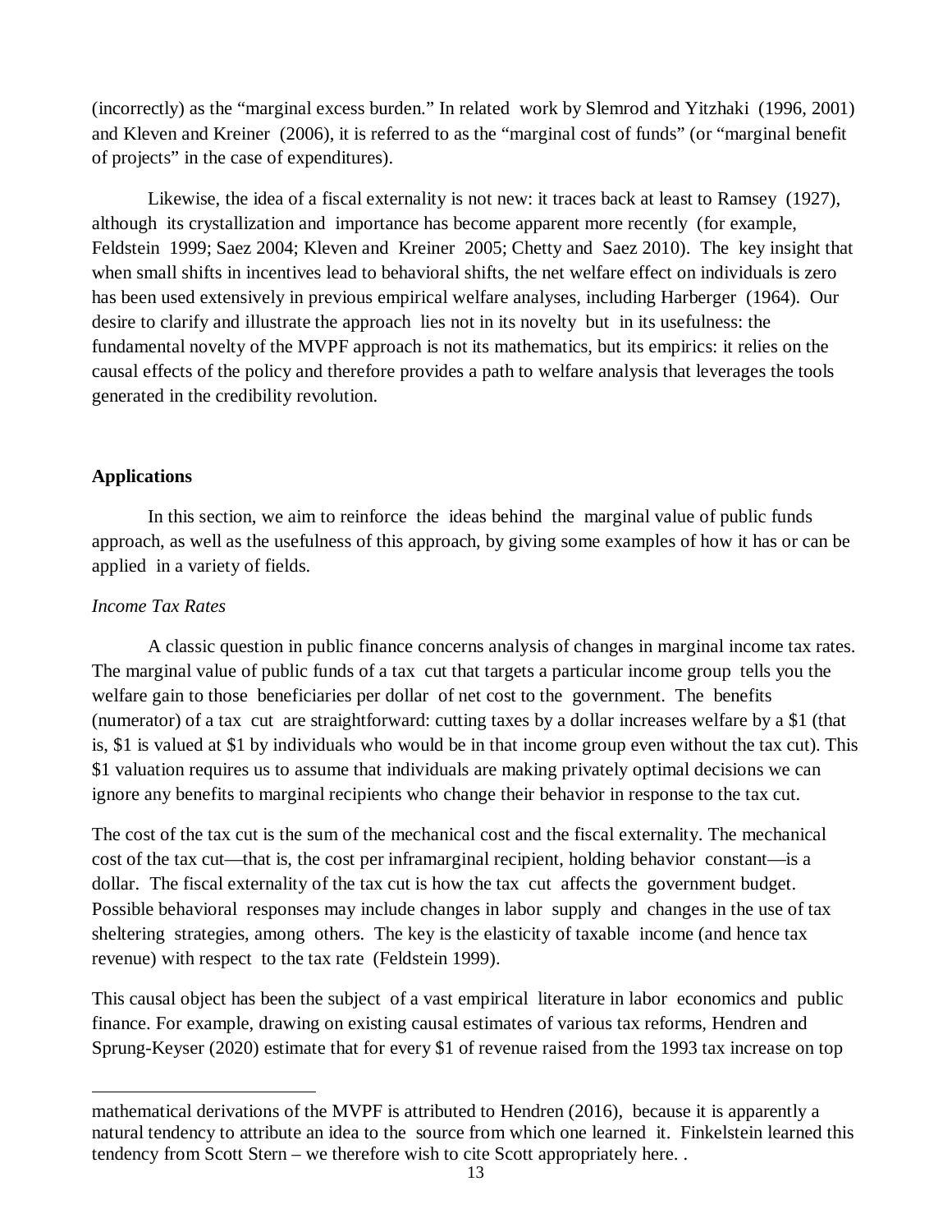(incorrectly) as the "marginal excess burden." In related work by Slemrod and Yitzhaki (1996, 2001) and Kleven and Kreiner (2006), it is referred to as the "marginal cost of funds" (or "marginal benefit of projects" in the case of expenditures).

Likewise, the idea of a fiscal externality is not new: it traces back at least to Ramsey (1927), although its crystallization and importance has become apparent more recently (for example, Feldstein 1999; Saez 2004; Kleven and Kreiner 2005; Chetty and Saez 2010). The key insight that when small shifts in incentives lead to behavioral shifts, the net welfare effect on individuals is zero has been used extensively in previous empirical welfare analyses, including Harberger (1964). Our desire to clarify and illustrate the approach lies not in its novelty but in its usefulness: the fundamental novelty of the MVPF approach is not its mathematics, but its empirics: it relies on the causal effects of the policy and therefore provides a path to welfare analysis that leverages the tools generated in the credibility revolution.

## Applications

In this section, we aim to reinforce the ideas behind the marginal value of public funds approach, as well as the usefulness of this approach, by giving some examples of how it has or can be applied in a variety of fields.

### *Income Tax Rates*

A classic question in public finance concerns analysis of changes in marginal income tax rates. The marginal value of public funds of a tax cut that targets a particular income group tells you the welfare gain to those beneficiaries per dollar of net cost to the government. The benefits (numerator) of a tax cut are straightforward: cutting taxes by a dollar increases welfare by a $1 (that is, $1 is valued at $1 by individuals who would be in that income group even without the tax cut). This $1 valuation requires us to assume that individuals are making privately optimal decisions we can ignore any benefits to marginal recipients who change their behavior in response to the tax cut.

The cost of the tax cut is the sum of the mechanical cost and the fiscal externality. The mechanical cost of the tax cut—that is, the cost per inframarginal recipient, holding behavior constant—is a dollar. The fiscal externality of the tax cut is how the tax cut affects the government budget. Possible behavioral responses may include changes in labor supply and changes in the use of tax sheltering strategies, among others. The key is the elasticity of taxable income (and hence tax revenue) with respect to the tax rate (Feldstein 1999).

This causal object has been the subject of a vast empirical literature in labor economics and public finance. For example, drawing on existing causal estimates of various tax reforms, Hendren and Sprung-Keyser (2020) estimate that for every $1 of revenue raised from the 1993 tax increase on top

---

mathematical derivations of the MVPF is attributed to Hendren (2016), because it is apparently a natural tendency to attribute an idea to the source from which one learned it. Finkelstein learned this tendency from Scott Stern – we therefore wish to cite Scott appropriately here. .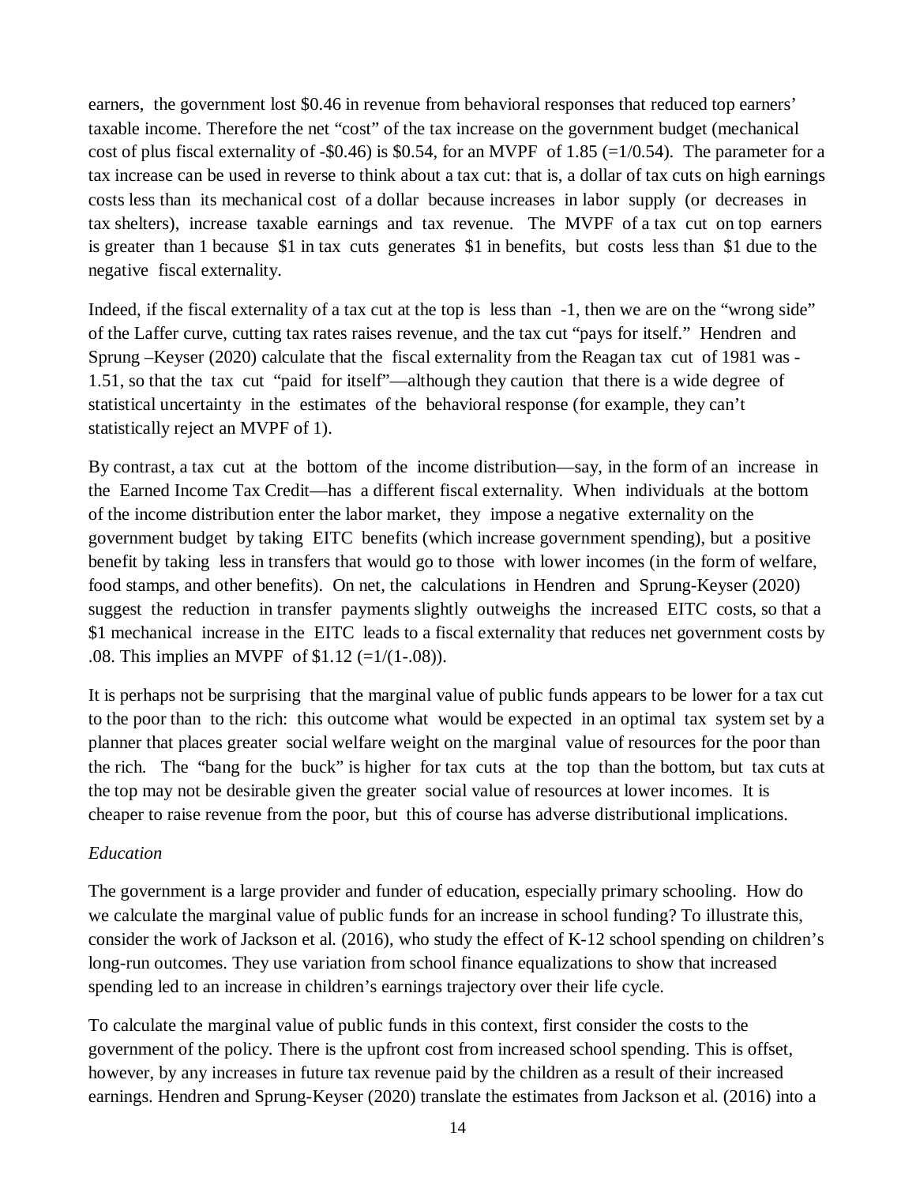earners, the government lost $0.46 in revenue from behavioral responses that reduced top earners' taxable income. Therefore the net "cost" of the tax increase on the government budget (mechanical cost of plus fiscal externality of -$0.46) is $0.54, for an MVPF of 1.85 (=1/0.54). The parameter for a tax increase can be used in reverse to think about a tax cut: that is, a dollar of tax cuts on high earnings costs less than its mechanical cost of a dollar because increases in labor supply (or decreases in tax shelters), increase taxable earnings and tax revenue. The MVPF of a tax cut on top earners is greater than 1 because $1 in tax cuts generates $1 in benefits, but costs less than $1 due to the negative fiscal externality.

Indeed, if the fiscal externality of a tax cut at the top is less than -1, then we are on the "wrong side" of the Laffer curve, cutting tax rates raises revenue, and the tax cut "pays for itself." Hendren and Sprung –Keyser (2020) calculate that the fiscal externality from the Reagan tax cut of 1981 was -1.51, so that the tax cut "paid for itself"—although they caution that there is a wide degree of statistical uncertainty in the estimates of the behavioral response (for example, they can't statistically reject an MVPF of 1).

By contrast, a tax cut at the bottom of the income distribution—say, in the form of an increase in the Earned Income Tax Credit—has a different fiscal externality. When individuals at the bottom of the income distribution enter the labor market, they impose a negative externality on the government budget by taking EITC benefits (which increase government spending), but a positive benefit by taking less in transfers that would go to those with lower incomes (in the form of welfare, food stamps, and other benefits). On net, the calculations in Hendren and Sprung-Keyser (2020) suggest the reduction in transfer payments slightly outweighs the increased EITC costs, so that a $1 mechanical increase in the EITC leads to a fiscal externality that reduces net government costs by .08. This implies an MVPF of $1.12 (=1/(1-.08)).

It is perhaps not be surprising that the marginal value of public funds appears to be lower for a tax cut to the poor than to the rich: this outcome what would be expected in an optimal tax system set by a planner that places greater social welfare weight on the marginal value of resources for the poor than the rich. The "bang for the buck" is higher for tax cuts at the top than the bottom, but tax cuts at the top may not be desirable given the greater social value of resources at lower incomes. It is cheaper to raise revenue from the poor, but this of course has adverse distributional implications.

*Education*

The government is a large provider and funder of education, especially primary schooling. How do we calculate the marginal value of public funds for an increase in school funding? To illustrate this, consider the work of Jackson et al. (2016), who study the effect of K-12 school spending on children's long-run outcomes. They use variation from school finance equalizations to show that increased spending led to an increase in children's earnings trajectory over their life cycle.

To calculate the marginal value of public funds in this context, first consider the costs to the government of the policy. There is the upfront cost from increased school spending. This is offset, however, by any increases in future tax revenue paid by the children as a result of their increased earnings. Hendren and Sprung-Keyser (2020) translate the estimates from Jackson et al. (2016) into a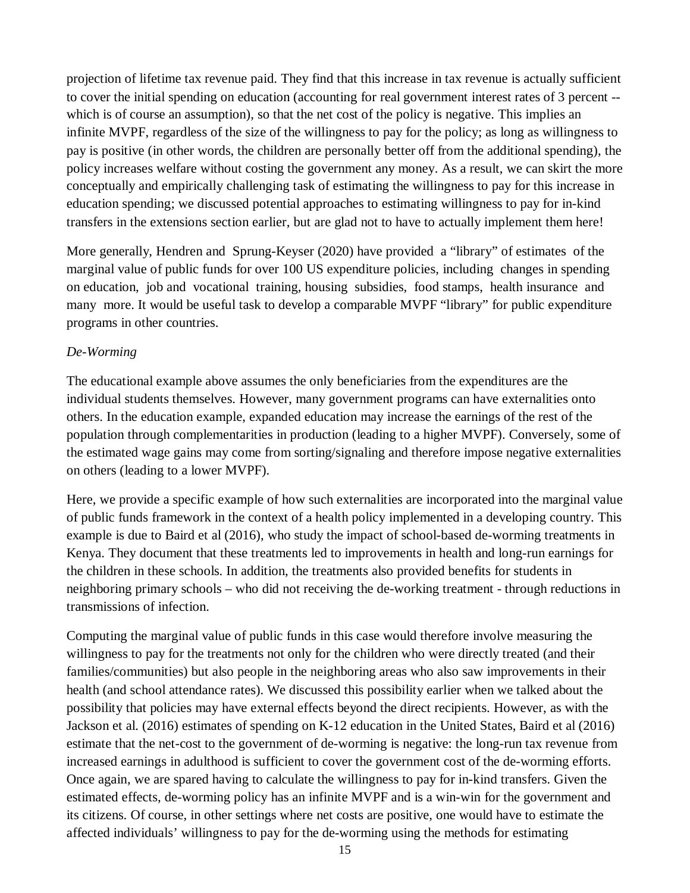projection of lifetime tax revenue paid. They find that this increase in tax revenue is actually sufficient to cover the initial spending on education (accounting for real government interest rates of 3 percent -- which is of course an assumption), so that the net cost of the policy is negative. This implies an infinite MVPF, regardless of the size of the willingness to pay for the policy; as long as willingness to pay is positive (in other words, the children are personally better off from the additional spending), the policy increases welfare without costing the government any money. As a result, we can skirt the more conceptually and empirically challenging task of estimating the willingness to pay for this increase in education spending; we discussed potential approaches to estimating willingness to pay for in-kind transfers in the extensions section earlier, but are glad not to have to actually implement them here!

More generally, Hendren and Sprung-Keyser (2020) have provided a "library" of estimates of the marginal value of public funds for over 100 US expenditure policies, including changes in spending on education, job and vocational training, housing subsidies, food stamps, health insurance and many more. It would be useful task to develop a comparable MVPF "library" for public expenditure programs in other countries.

*De-Worming*

The educational example above assumes the only beneficiaries from the expenditures are the individual students themselves. However, many government programs can have externalities onto others. In the education example, expanded education may increase the earnings of the rest of the population through complementarities in production (leading to a higher MVPF). Conversely, some of the estimated wage gains may come from sorting/signaling and therefore impose negative externalities on others (leading to a lower MVPF).

Here, we provide a specific example of how such externalities are incorporated into the marginal value of public funds framework in the context of a health policy implemented in a developing country. This example is due to Baird et al (2016), who study the impact of school-based de-worming treatments in Kenya. They document that these treatments led to improvements in health and long-run earnings for the children in these schools. In addition, the treatments also provided benefits for students in neighboring primary schools – who did not receiving the de-working treatment - through reductions in transmissions of infection.

Computing the marginal value of public funds in this case would therefore involve measuring the willingness to pay for the treatments not only for the children who were directly treated (and their families/communities) but also people in the neighboring areas who also saw improvements in their health (and school attendance rates). We discussed this possibility earlier when we talked about the possibility that policies may have external effects beyond the direct recipients. However, as with the Jackson et al. (2016) estimates of spending on K-12 education in the United States, Baird et al (2016) estimate that the net-cost to the government of de-worming is negative: the long-run tax revenue from increased earnings in adulthood is sufficient to cover the government cost of the de-worming efforts. Once again, we are spared having to calculate the willingness to pay for in-kind transfers. Given the estimated effects, de-worming policy has an infinite MVPF and is a win-win for the government and its citizens. Of course, in other settings where net costs are positive, one would have to estimate the affected individuals' willingness to pay for the de-worming using the methods for estimating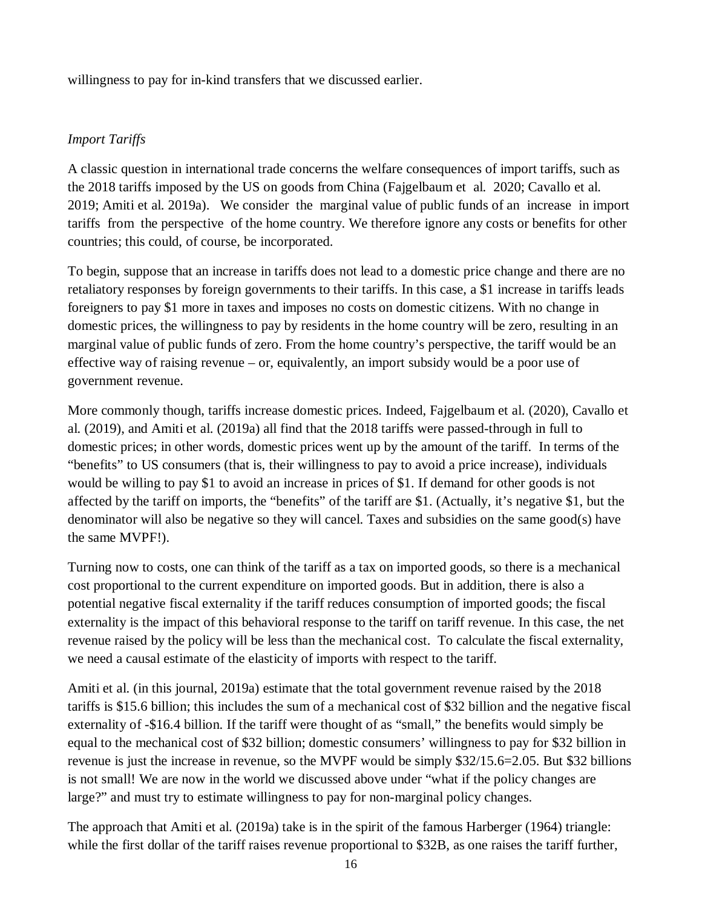willingness to pay for in-kind transfers that we discussed earlier.

*Import Tariffs*

A classic question in international trade concerns the welfare consequences of import tariffs, such as the 2018 tariffs imposed by the US on goods from China (Fajgelbaum et al. 2020; Cavallo et al. 2019; Amiti et al. 2019a). We consider the marginal value of public funds of an increase in import tariffs from the perspective of the home country. We therefore ignore any costs or benefits for other countries; this could, of course, be incorporated.

To begin, suppose that an increase in tariffs does not lead to a domestic price change and there are no retaliatory responses by foreign governments to their tariffs. In this case, a $1 increase in tariffs leads foreigners to pay $1 more in taxes and imposes no costs on domestic citizens. With no change in domestic prices, the willingness to pay by residents in the home country will be zero, resulting in an marginal value of public funds of zero. From the home country's perspective, the tariff would be an effective way of raising revenue – or, equivalently, an import subsidy would be a poor use of government revenue.

More commonly though, tariffs increase domestic prices. Indeed, Fajgelbaum et al. (2020), Cavallo et al. (2019), and Amiti et al. (2019a) all find that the 2018 tariffs were passed-through in full to domestic prices; in other words, domestic prices went up by the amount of the tariff. In terms of the "benefits" to US consumers (that is, their willingness to pay to avoid a price increase), individuals would be willing to pay $1 to avoid an increase in prices of $1. If demand for other goods is not affected by the tariff on imports, the "benefits" of the tariff are $1. (Actually, it's negative $1, but the denominator will also be negative so they will cancel. Taxes and subsidies on the same good(s) have the same MVPF!).

Turning now to costs, one can think of the tariff as a tax on imported goods, so there is a mechanical cost proportional to the current expenditure on imported goods. But in addition, there is also a potential negative fiscal externality if the tariff reduces consumption of imported goods; the fiscal externality is the impact of this behavioral response to the tariff on tariff revenue. In this case, the net revenue raised by the policy will be less than the mechanical cost. To calculate the fiscal externality, we need a causal estimate of the elasticity of imports with respect to the tariff.

Amiti et al. (in this journal, 2019a) estimate that the total government revenue raised by the 2018 tariffs is $15.6 billion; this includes the sum of a mechanical cost of $32 billion and the negative fiscal externality of -$16.4 billion. If the tariff were thought of as "small," the benefits would simply be equal to the mechanical cost of $32 billion; domestic consumers' willingness to pay for $32 billion in revenue is just the increase in revenue, so the MVPF would be simply $32/15.6=2.05. But $32 billions is not small! We are now in the world we discussed above under "what if the policy changes are large?" and must try to estimate willingness to pay for non-marginal policy changes.

The approach that Amiti et al. (2019a) take is in the spirit of the famous Harberger (1964) triangle: while the first dollar of the tariff raises revenue proportional to $32B, as one raises the tariff further,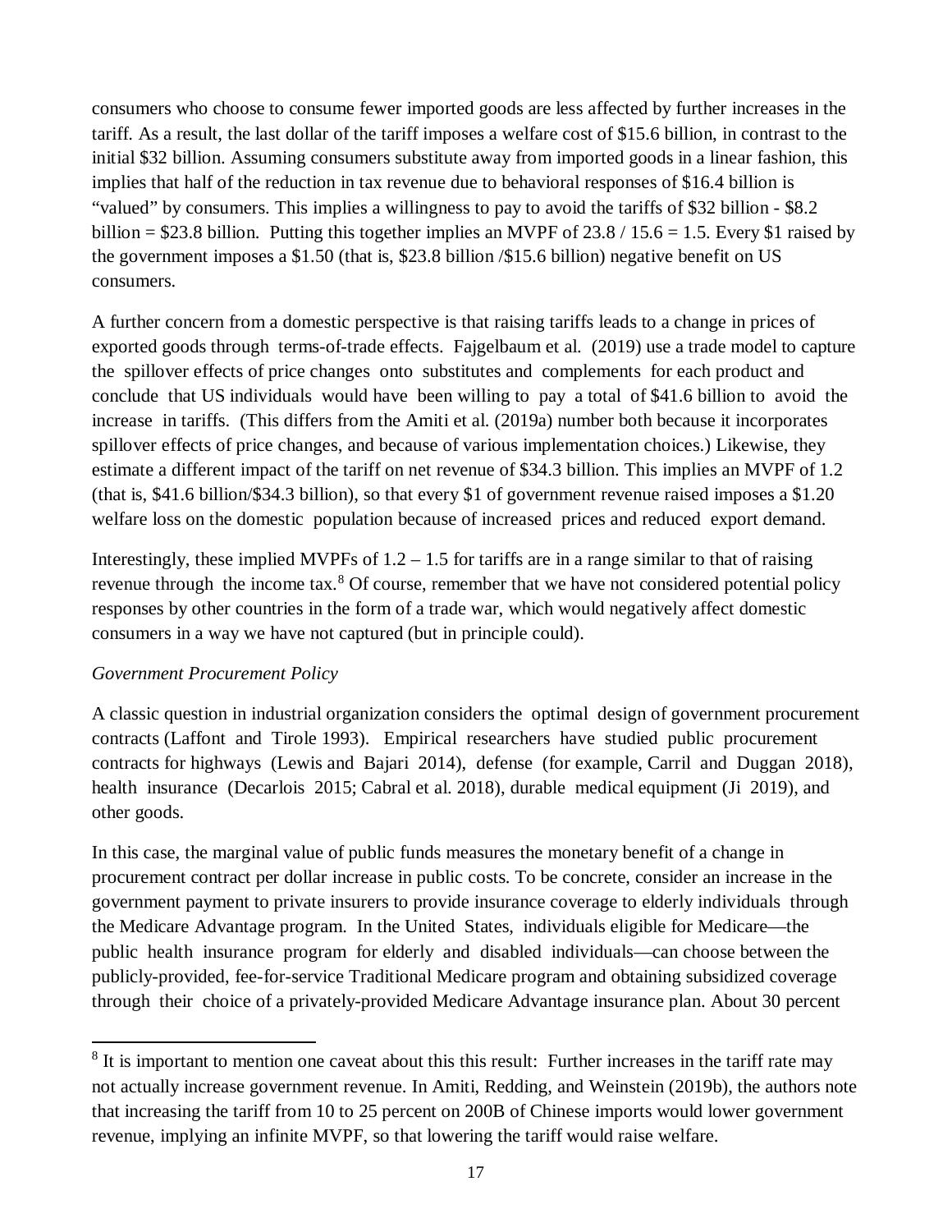consumers who choose to consume fewer imported goods are less affected by further increases in the tariff. As a result, the last dollar of the tariff imposes a welfare cost of $15.6 billion, in contrast to the initial $32 billion. Assuming consumers substitute away from imported goods in a linear fashion, this implies that half of the reduction in tax revenue due to behavioral responses of $16.4 billion is "valued" by consumers. This implies a willingness to pay to avoid the tariffs of $32 billion - $8.2 billion = $23.8 billion. Putting this together implies an MVPF of 23.8 / 15.6 = 1.5. Every $1 raised by the government imposes a $1.50 (that is, $23.8 billion /$15.6 billion) negative benefit on US consumers.

A further concern from a domestic perspective is that raising tariffs leads to a change in prices of exported goods through terms-of-trade effects. Fajgelbaum et al. (2019) use a trade model to capture the spillover effects of price changes onto substitutes and complements for each product and conclude that US individuals would have been willing to pay a total of $41.6 billion to avoid the increase in tariffs. (This differs from the Amiti et al. (2019a) number both because it incorporates spillover effects of price changes, and because of various implementation choices.) Likewise, they estimate a different impact of the tariff on net revenue of $34.3 billion. This implies an MVPF of 1.2 (that is, $41.6 billion/$34.3 billion), so that every $1 of government revenue raised imposes a $1.20 welfare loss on the domestic population because of increased prices and reduced export demand.

Interestingly, these implied MVPFs of 1.2 – 1.5 for tariffs are in a range similar to that of raising revenue through the income tax.[8] Of course, remember that we have not considered potential policy responses by other countries in the form of a trade war, which would negatively affect domestic consumers in a way we have not captured (but in principle could).

*Government Procurement Policy*

A classic question in industrial organization considers the optimal design of government procurement contracts (Laffont and Tirole 1993). Empirical researchers have studied public procurement contracts for highways (Lewis and Bajari 2014), defense (for example, Carril and Duggan 2018), health insurance (Decarlois 2015; Cabral et al. 2018), durable medical equipment (Ji 2019), and other goods.

In this case, the marginal value of public funds measures the monetary benefit of a change in procurement contract per dollar increase in public costs. To be concrete, consider an increase in the government payment to private insurers to provide insurance coverage to elderly individuals through the Medicare Advantage program. In the United States, individuals eligible for Medicare—the public health insurance program for elderly and disabled individuals—can choose between the publicly-provided, fee-for-service Traditional Medicare program and obtaining subsidized coverage through their choice of a privately-provided Medicare Advantage insurance plan. About 30 percent

[8] It is important to mention one caveat about this this result: Further increases in the tariff rate may not actually increase government revenue. In Amiti, Redding, and Weinstein (2019b), the authors note that increasing the tariff from 10 to 25 percent on 200B of Chinese imports would lower government revenue, implying an infinite MVPF, so that lowering the tariff would raise welfare.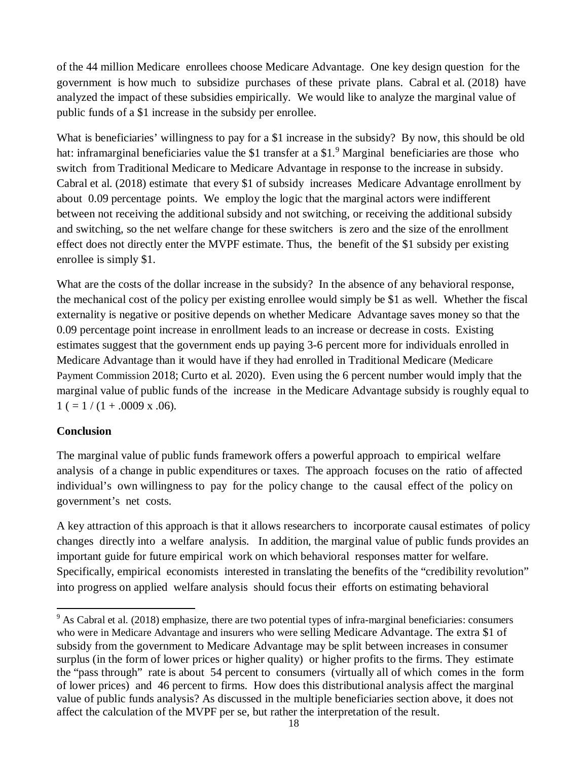of the 44 million Medicare enrollees choose Medicare Advantage. One key design question for the government is how much to subsidize purchases of these private plans. Cabral et al. (2018) have analyzed the impact of these subsidies empirically. We would like to analyze the marginal value of public funds of a \$1 increase in the subsidy per enrollee.

What is beneficiaries' willingness to pay for a \$1 increase in the subsidy? By now, this should be old hat: inframarginal beneficiaries value the \$1 transfer at a \$1.[9] Marginal beneficiaries are those who switch from Traditional Medicare to Medicare Advantage in response to the increase in subsidy. Cabral et al. (2018) estimate that every \$1 of subsidy increases Medicare Advantage enrollment by about 0.09 percentage points. We employ the logic that the marginal actors were indifferent between not receiving the additional subsidy and not switching, or receiving the additional subsidy and switching, so the net welfare change for these switchers is zero and the size of the enrollment effect does not directly enter the MVPF estimate. Thus, the benefit of the \$1 subsidy per existing enrollee is simply \$1.

What are the costs of the dollar increase in the subsidy? In the absence of any behavioral response, the mechanical cost of the policy per existing enrollee would simply be \$1 as well. Whether the fiscal externality is negative or positive depends on whether Medicare Advantage saves money so that the 0.09 percentage point increase in enrollment leads to an increase or decrease in costs. Existing estimates suggest that the government ends up paying 3-6 percent more for individuals enrolled in Medicare Advantage than it would have if they had enrolled in Traditional Medicare (Medicare Payment Commission 2018; Curto et al. 2020). Even using the 6 percent number would imply that the marginal value of public funds of the increase in the Medicare Advantage subsidy is roughly equal to $1$ ( $= 1 / (1 + .0009 \times .06)$).

**Conclusion**

The marginal value of public funds framework offers a powerful approach to empirical welfare analysis of a change in public expenditures or taxes. The approach focuses on the ratio of affected individual's own willingness to pay for the policy change to the causal effect of the policy on government's net costs.

A key attraction of this approach is that it allows researchers to incorporate causal estimates of policy changes directly into a welfare analysis. In addition, the marginal value of public funds provides an important guide for future empirical work on which behavioral responses matter for welfare. Specifically, empirical economists interested in translating the benefits of the "credibility revolution" into progress on applied welfare analysis should focus their efforts on estimating behavioral

---

[9] As Cabral et al. (2018) emphasize, there are two potential types of infra-marginal beneficiaries: consumers who were in Medicare Advantage and insurers who were selling Medicare Advantage. The extra \$1 of subsidy from the government to Medicare Advantage may be split between increases in consumer surplus (in the form of lower prices or higher quality) or higher profits to the firms. They estimate the "pass through" rate is about 54 percent to consumers (virtually all of which comes in the form of lower prices) and 46 percent to firms. How does this distributional analysis affect the marginal value of public funds analysis? As discussed in the multiple beneficiaries section above, it does not affect the calculation of the MVPF per se, but rather the interpretation of the result.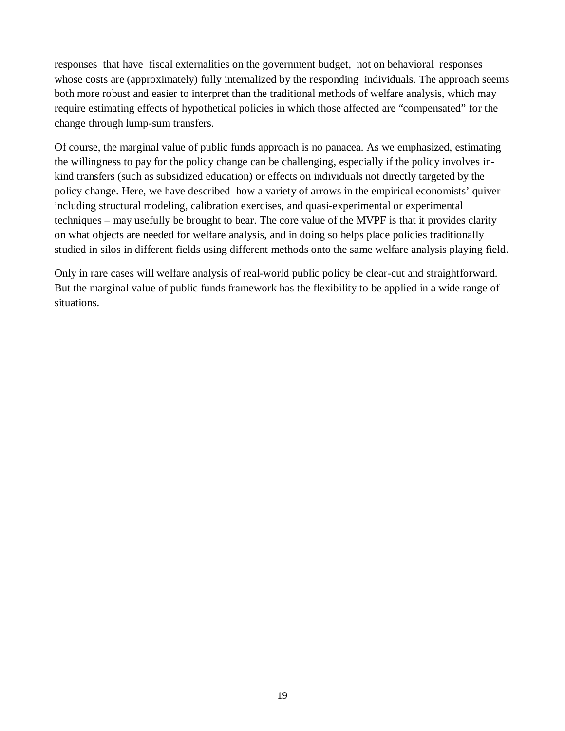responses that have fiscal externalities on the government budget, not on behavioral responses whose costs are (approximately) fully internalized by the responding individuals. The approach seems both more robust and easier to interpret than the traditional methods of welfare analysis, which may require estimating effects of hypothetical policies in which those affected are "compensated" for the change through lump-sum transfers.

Of course, the marginal value of public funds approach is no panacea. As we emphasized, estimating the willingness to pay for the policy change can be challenging, especially if the policy involves in-kind transfers (such as subsidized education) or effects on individuals not directly targeted by the policy change. Here, we have described how a variety of arrows in the empirical economists' quiver – including structural modeling, calibration exercises, and quasi-experimental or experimental techniques – may usefully be brought to bear. The core value of the MVPF is that it provides clarity on what objects are needed for welfare analysis, and in doing so helps place policies traditionally studied in silos in different fields using different methods onto the same welfare analysis playing field.

Only in rare cases will welfare analysis of real-world public policy be clear-cut and straightforward. But the marginal value of public funds framework has the flexibility to be applied in a wide range of situations.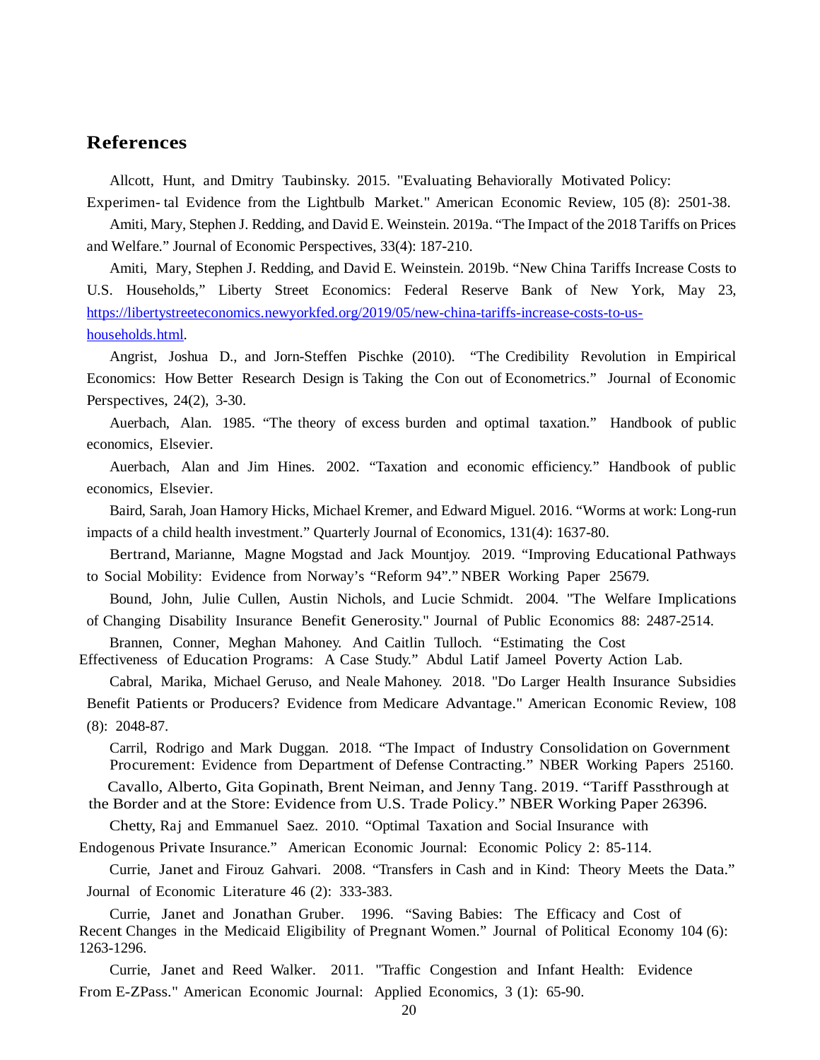## References

Allcott, Hunt, and Dmitry Taubinsky. 2015. "Evaluating Behaviorally Motivated Policy: Experimen- tal Evidence from the Lightbulb Market." American Economic Review, 105 (8): 2501-38.

Amiti, Mary, Stephen J. Redding, and David E. Weinstein. 2019a. "The Impact of the 2018 Tariffs on Prices and Welfare." Journal of Economic Perspectives, 33(4): 187-210.

Amiti, Mary, Stephen J. Redding, and David E. Weinstein. 2019b. "New China Tariffs Increase Costs to U.S. Households," Liberty Street Economics: Federal Reserve Bank of New York, May 23, https://libertystreeteconomics.newyorkfed.org/2019/05/new-china-tariffs-increase-costs-to-us-households.html.

Angrist, Joshua D., and Jorn-Steffen Pischke (2010). "The Credibility Revolution in Empirical Economics: How Better Research Design is Taking the Con out of Econometrics." Journal of Economic Perspectives, 24(2), 3-30.

Auerbach, Alan. 1985. "The theory of excess burden and optimal taxation." Handbook of public economics, Elsevier.

Auerbach, Alan and Jim Hines. 2002. "Taxation and economic efficiency." Handbook of public economics, Elsevier.

Baird, Sarah, Joan Hamory Hicks, Michael Kremer, and Edward Miguel. 2016. "Worms at work: Long-run impacts of a child health investment." Quarterly Journal of Economics, 131(4): 1637-80.

Bertrand, Marianne, Magne Mogstad and Jack Mountjoy. 2019. "Improving Educational Pathways to Social Mobility: Evidence from Norway's "Reform 94"." NBER Working Paper 25679.

Bound, John, Julie Cullen, Austin Nichols, and Lucie Schmidt. 2004. "The Welfare Implications of Changing Disability Insurance Benefit Generosity." Journal of Public Economics 88: 2487-2514.

Brannen, Conner, Meghan Mahoney. And Caitlin Tulloch. "Estimating the Cost Effectiveness of Education Programs: A Case Study." Abdul Latif Jameel Poverty Action Lab.

Cabral, Marika, Michael Geruso, and Neale Mahoney. 2018. "Do Larger Health Insurance Subsidies Benefit Patients or Producers? Evidence from Medicare Advantage." American Economic Review, 108 (8): 2048-87.

Carril, Rodrigo and Mark Duggan. 2018. "The Impact of Industry Consolidation on Government Procurement: Evidence from Department of Defense Contracting." NBER Working Papers 25160.

Cavallo, Alberto, Gita Gopinath, Brent Neiman, and Jenny Tang. 2019. "Tariff Passthrough at the Border and at the Store: Evidence from U.S. Trade Policy." NBER Working Paper 26396.

Chetty, Raj and Emmanuel Saez. 2010. "Optimal Taxation and Social Insurance with Endogenous Private Insurance." American Economic Journal: Economic Policy 2: 85-114.

Currie, Janet and Firouz Gahvari. 2008. "Transfers in Cash and in Kind: Theory Meets the Data." Journal of Economic Literature 46 (2): 333-383.

Currie, Janet and Jonathan Gruber. 1996. "Saving Babies: The Efficacy and Cost of Recent Changes in the Medicaid Eligibility of Pregnant Women." Journal of Political Economy 104 (6): 1263-1296.

Currie, Janet and Reed Walker. 2011. "Traffic Congestion and Infant Health: Evidence From E-ZPass." American Economic Journal: Applied Economics, 3 (1): 65-90.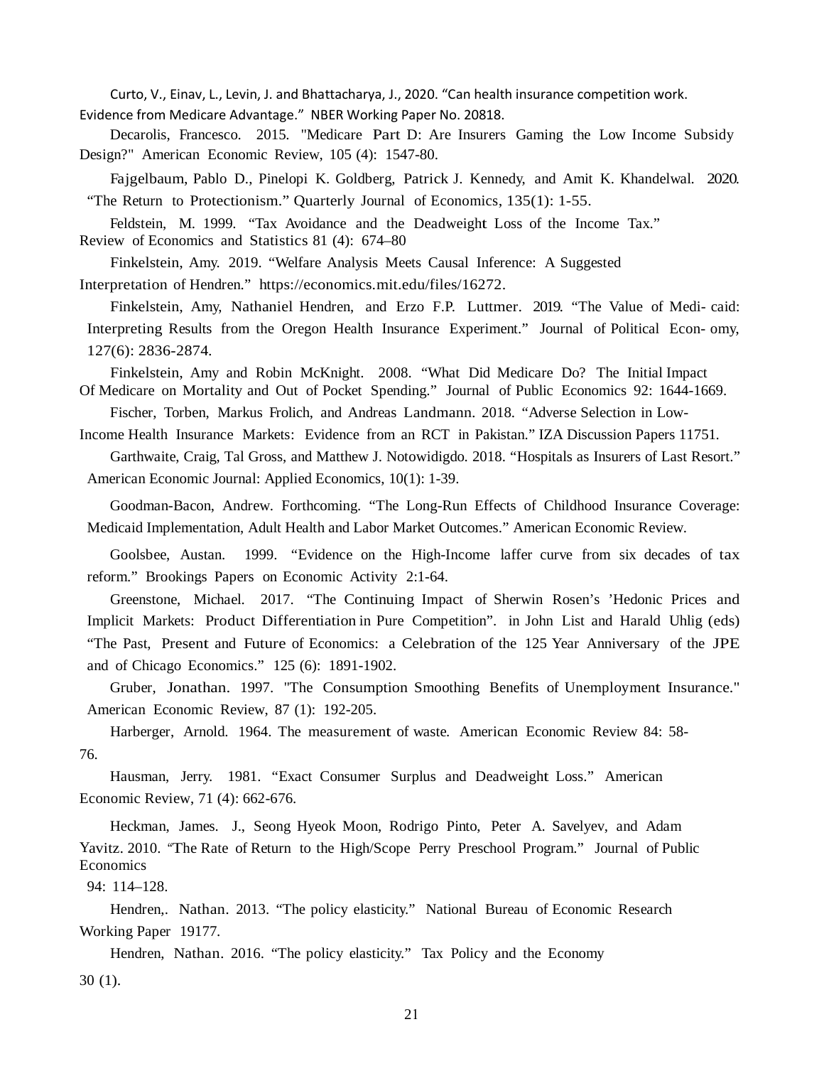Curto, V., Einav, L., Levin, J. and Bhattacharya, J., 2020. “Can health insurance competition work. Evidence from Medicare Advantage.” NBER Working Paper No. 20818.

Decarolis, Francesco. 2015. "Medicare Part D: Are Insurers Gaming the Low Income Subsidy Design?" American Economic Review, 105 (4): 1547-80.

Fajgelbaum, Pablo D., Pinelopi K. Goldberg, Patrick J. Kennedy, and Amit K. Khandelwal. 2020. “The Return to Protectionism.” Quarterly Journal of Economics, 135(1): 1-55.

Feldstein, M. 1999. “Tax Avoidance and the Deadweight Loss of the Income Tax.” Review of Economics and Statistics 81 (4): 674–80

Finkelstein, Amy. 2019. “Welfare Analysis Meets Causal Inference: A Suggested Interpretation of Hendren.” https://economics.mit.edu/files/16272.

Finkelstein, Amy, Nathaniel Hendren, and Erzo F.P. Luttmer. 2019. “The Value of Medi- caid: Interpreting Results from the Oregon Health Insurance Experiment.” Journal of Political Econ- omy, 127(6): 2836-2874.

Finkelstein, Amy and Robin McKnight. 2008. “What Did Medicare Do? The Initial Impact Of Medicare on Mortality and Out of Pocket Spending.” Journal of Public Economics 92: 1644-1669.

Fischer, Torben, Markus Frolich, and Andreas Landmann. 2018. “Adverse Selection in Low-Income Health Insurance Markets: Evidence from an RCT in Pakistan.” IZA Discussion Papers 11751.

Garthwaite, Craig, Tal Gross, and Matthew J. Notowidigdo. 2018. “Hospitals as Insurers of Last Resort.” American Economic Journal: Applied Economics, 10(1): 1-39.

Goodman-Bacon, Andrew. Forthcoming. “The Long-Run Effects of Childhood Insurance Coverage: Medicaid Implementation, Adult Health and Labor Market Outcomes.” American Economic Review.

Goolsbee, Austan. 1999. “Evidence on the High-Income laffer curve from six decades of tax reform.” Brookings Papers on Economic Activity 2:1-64.

Greenstone, Michael. 2017. “The Continuing Impact of Sherwin Rosen’s ’Hedonic Prices and Implicit Markets: Product Differentiation in Pure Competition”. in John List and Harald Uhlig (eds) “The Past, Present and Future of Economics: a Celebration of the 125 Year Anniversary of the JPE and of Chicago Economics.” 125 (6): 1891-1902.

Gruber, Jonathan. 1997. "The Consumption Smoothing Benefits of Unemployment Insurance." American Economic Review, 87 (1): 192-205.

Harberger, Arnold. 1964. The measurement of waste. American Economic Review 84: 58-76.

Hausman, Jerry. 1981. “Exact Consumer Surplus and Deadweight Loss.” American Economic Review, 71 (4): 662-676.

Heckman, James. J., Seong Hyeok Moon, Rodrigo Pinto, Peter A. Savelyev, and Adam Yavitz. 2010. “The Rate of Return to the High/Scope Perry Preschool Program.” Journal of Public Economics 94: 114–128.

Hendren,. Nathan. 2013. “The policy elasticity.” National Bureau of Economic Research Working Paper 19177.

Hendren, Nathan. 2016. “The policy elasticity.” Tax Policy and the Economy 30 (1).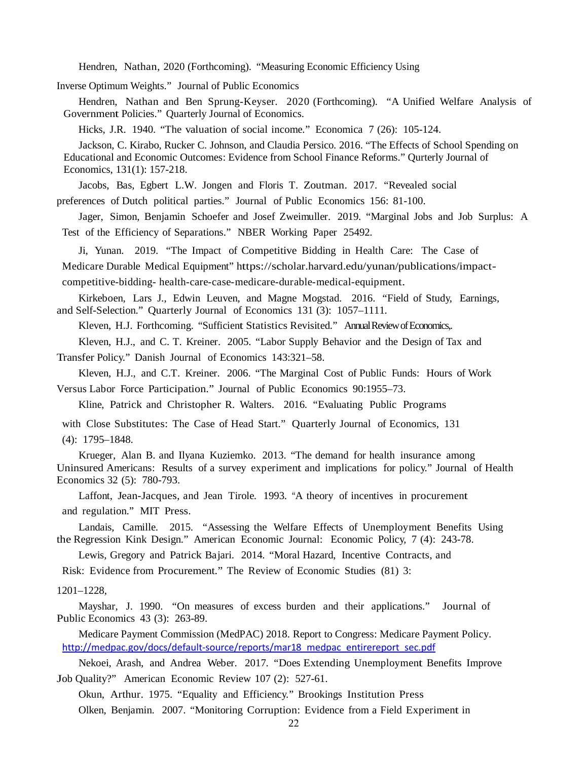Hendren, Nathan, 2020 (Forthcoming). "Measuring Economic Efficiency Using Inverse Optimum Weights." Journal of Public Economics

Hendren, Nathan and Ben Sprung-Keyser. 2020 (Forthcoming). "A Unified Welfare Analysis of Government Policies." Quarterly Journal of Economics.

Hicks, J.R. 1940. "The valuation of social income." Economica 7 (26): 105-124.

Jackson, C. Kirabo, Rucker C. Johnson, and Claudia Persico. 2016. "The Effects of School Spending on Educational and Economic Outcomes: Evidence from School Finance Reforms." Qurterly Journal of Economics, 131(1): 157-218.

Jacobs, Bas, Egbert L.W. Jongen and Floris T. Zoutman. 2017. "Revealed social preferences of Dutch political parties." Journal of Public Economics 156: 81-100.

Jager, Simon, Benjamin Schoefer and Josef Zweimuller. 2019. "Marginal Jobs and Job Surplus: A Test of the Efficiency of Separations." NBER Working Paper 25492.

Ji, Yunan. 2019. "The Impact of Competitive Bidding in Health Care: The Case of Medicare Durable Medical Equipment" https://scholar.harvard.edu/yunan/publications/impact-competitive-bidding- health-care-case-medicare-durable-medical-equipment.

Kirkeboen, Lars J., Edwin Leuven, and Magne Mogstad. 2016. "Field of Study, Earnings, and Self-Selection." Quarterly Journal of Economics 131 (3): 1057–1111.

Kleven, H.J. Forthcoming. "Sufficient Statistics Revisited." Annual Review of Economics,.

Kleven, H.J., and C. T. Kreiner. 2005. "Labor Supply Behavior and the Design of Tax and Transfer Policy." Danish Journal of Economics 143:321–58.

Kleven, H.J., and C.T. Kreiner. 2006. "The Marginal Cost of Public Funds: Hours of Work Versus Labor Force Participation." Journal of Public Economics 90:1955–73.

Kline, Patrick and Christopher R. Walters. 2016. "Evaluating Public Programs with Close Substitutes: The Case of Head Start." Quarterly Journal of Economics, 131 (4): 1795–1848.

Krueger, Alan B. and Ilyana Kuziemko. 2013. "The demand for health insurance among Uninsured Americans: Results of a survey experiment and implications for policy." Journal of Health Economics 32 (5): 780-793.

Laffont, Jean-Jacques, and Jean Tirole. 1993. "A theory of incentives in procurement and regulation." MIT Press.

Landais, Camille. 2015. "Assessing the Welfare Effects of Unemployment Benefits Using the Regression Kink Design." American Economic Journal: Economic Policy, 7 (4): 243-78.

Lewis, Gregory and Patrick Bajari. 2014. "Moral Hazard, Incentive Contracts, and Risk: Evidence from Procurement." The Review of Economic Studies (81) 3: 1201–1228,

Mayshar, J. 1990. "On measures of excess burden and their applications." Journal of Public Economics 43 (3): 263-89.

Medicare Payment Commission (MedPAC) 2018. Report to Congress: Medicare Payment Policy. http://medpac.gov/docs/default-source/reports/mar18_medpac_entirereport_sec.pdf

Nekoei, Arash, and Andrea Weber. 2017. "Does Extending Unemployment Benefits Improve Job Quality?" American Economic Review 107 (2): 527-61.

Okun, Arthur. 1975. "Equality and Efficiency." Brookings Institution Press

Olken, Benjamin. 2007. "Monitoring Corruption: Evidence from a Field Experiment in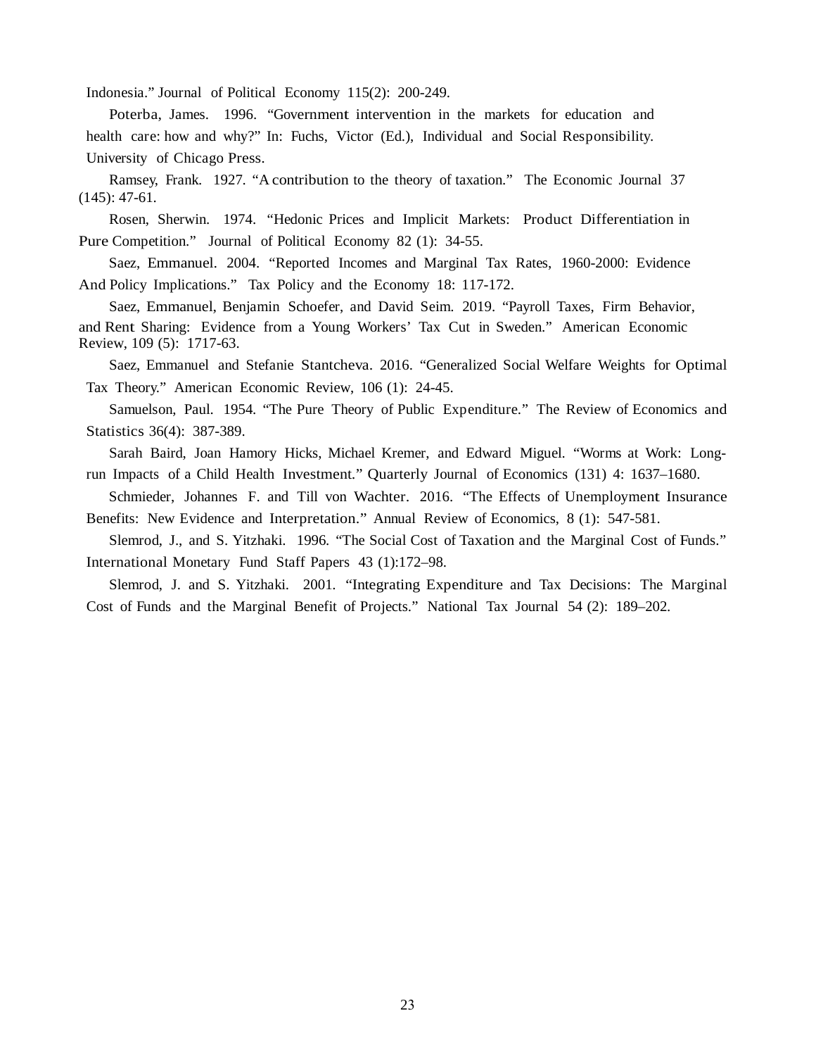Indonesia." Journal of Political Economy 115(2): 200-249.

Poterba, James. 1996. "Government intervention in the markets for education and health care: how and why?" In: Fuchs, Victor (Ed.), Individual and Social Responsibility. University of Chicago Press.

Ramsey, Frank. 1927. "A contribution to the theory of taxation." The Economic Journal 37 (145): 47-61.

Rosen, Sherwin. 1974. "Hedonic Prices and Implicit Markets: Product Differentiation in Pure Competition." Journal of Political Economy 82 (1): 34-55.

Saez, Emmanuel. 2004. "Reported Incomes and Marginal Tax Rates, 1960-2000: Evidence And Policy Implications." Tax Policy and the Economy 18: 117-172.

Saez, Emmanuel, Benjamin Schoefer, and David Seim. 2019. "Payroll Taxes, Firm Behavior, and Rent Sharing: Evidence from a Young Workers' Tax Cut in Sweden." American Economic Review, 109 (5): 1717-63.

Saez, Emmanuel and Stefanie Stantcheva. 2016. "Generalized Social Welfare Weights for Optimal Tax Theory." American Economic Review, 106 (1): 24-45.

Samuelson, Paul. 1954. "The Pure Theory of Public Expenditure." The Review of Economics and Statistics 36(4): 387-389.

Sarah Baird, Joan Hamory Hicks, Michael Kremer, and Edward Miguel. "Worms at Work: Long-run Impacts of a Child Health Investment." Quarterly Journal of Economics (131) 4: 1637–1680.

Schmieder, Johannes F. and Till von Wachter. 2016. "The Effects of Unemployment Insurance Benefits: New Evidence and Interpretation." Annual Review of Economics, 8 (1): 547-581.

Slemrod, J., and S. Yitzhaki. 1996. "The Social Cost of Taxation and the Marginal Cost of Funds." International Monetary Fund Staff Papers 43 (1):172–98.

Slemrod, J. and S. Yitzhaki. 2001. "Integrating Expenditure and Tax Decisions: The Marginal Cost of Funds and the Marginal Benefit of Projects." National Tax Journal 54 (2): 189–202.